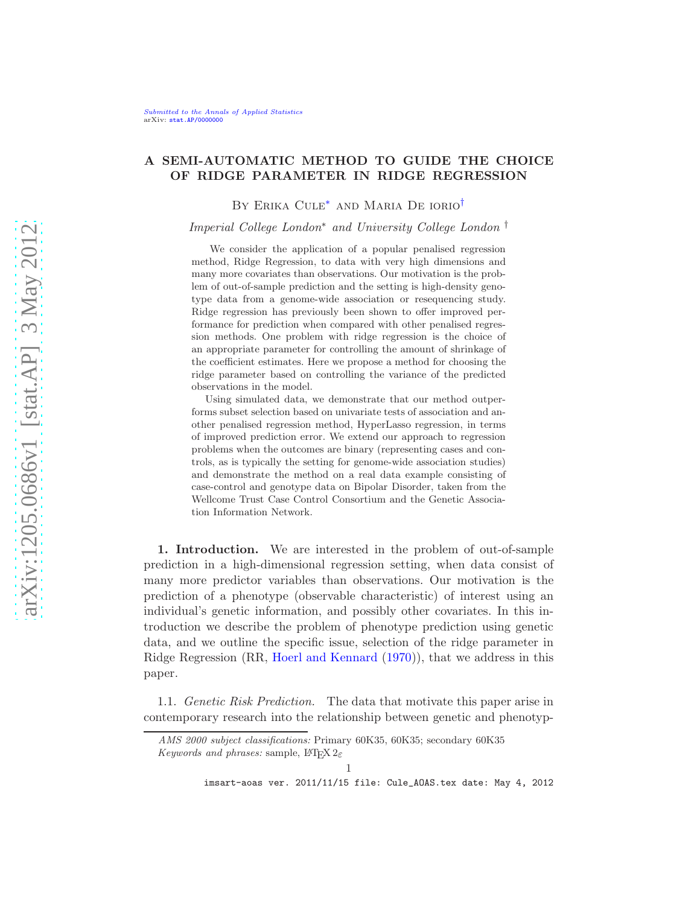# A SEMI-AUTOMATIC METHOD TO GUIDE THE CHOICE OF RIDGE PARAMETER IN RIDGE REGRESSION

By Erika Cule* and Maria De iorio†

*Imperial College London\* and University College London †*

> We consider the application of a popular penalised regression method, Ridge Regression, to data with very high dimensions and many more covariates than observations. Our motivation is the problem of out-of-sample prediction and the setting is high-density genotype data from a genome-wide association or resequencing study. Ridge regression has previously been shown to offer improved performance for prediction when compared with other penalised regression methods. One problem with ridge regression is the choice of an appropriate parameter for controlling the amount of shrinkage of the coefficient estimates. Here we propose a method for choosing the ridge parameter based on controlling the variance of the predicted observations in the model.
>
> Using simulated data, we demonstrate that our method outperforms subset selection based on univariate tests of association and another penalised regression method, HyperLasso regression, in terms of improved prediction error. We extend our approach to regression problems when the outcomes are binary (representing cases and controls, as is typically the setting for genome-wide association studies) and demonstrate the method on a real data example consisting of case-control and genotype data on Bipolar Disorder, taken from the Wellcome Trust Case Control Consortium and the Genetic Association Information Network.

**1. Introduction.** We are interested in the problem of out-of-sample prediction in a high-dimensional regression setting, when data consist of many more predictor variables than observations. Our motivation is the prediction of a phenotype (observable characteristic) of interest using an individual's genetic information, and possibly other covariates. In this introduction we describe the problem of phenotype prediction using genetic data, and we outline the specific issue, selection of the ridge parameter in Ridge Regression (RR, Hoerl and Kennard (1970)), that we address in this paper.

1.1. *Genetic Risk Prediction.* The data that motivate this paper arise in contemporary research into the relationship between genetic and phenotyp-

*AMS 2000 subject classifications:* Primary 60K35, 60K35; secondary 60K35

*Keywords and phrases:* sample, $\LaTeX 2_\varepsilon$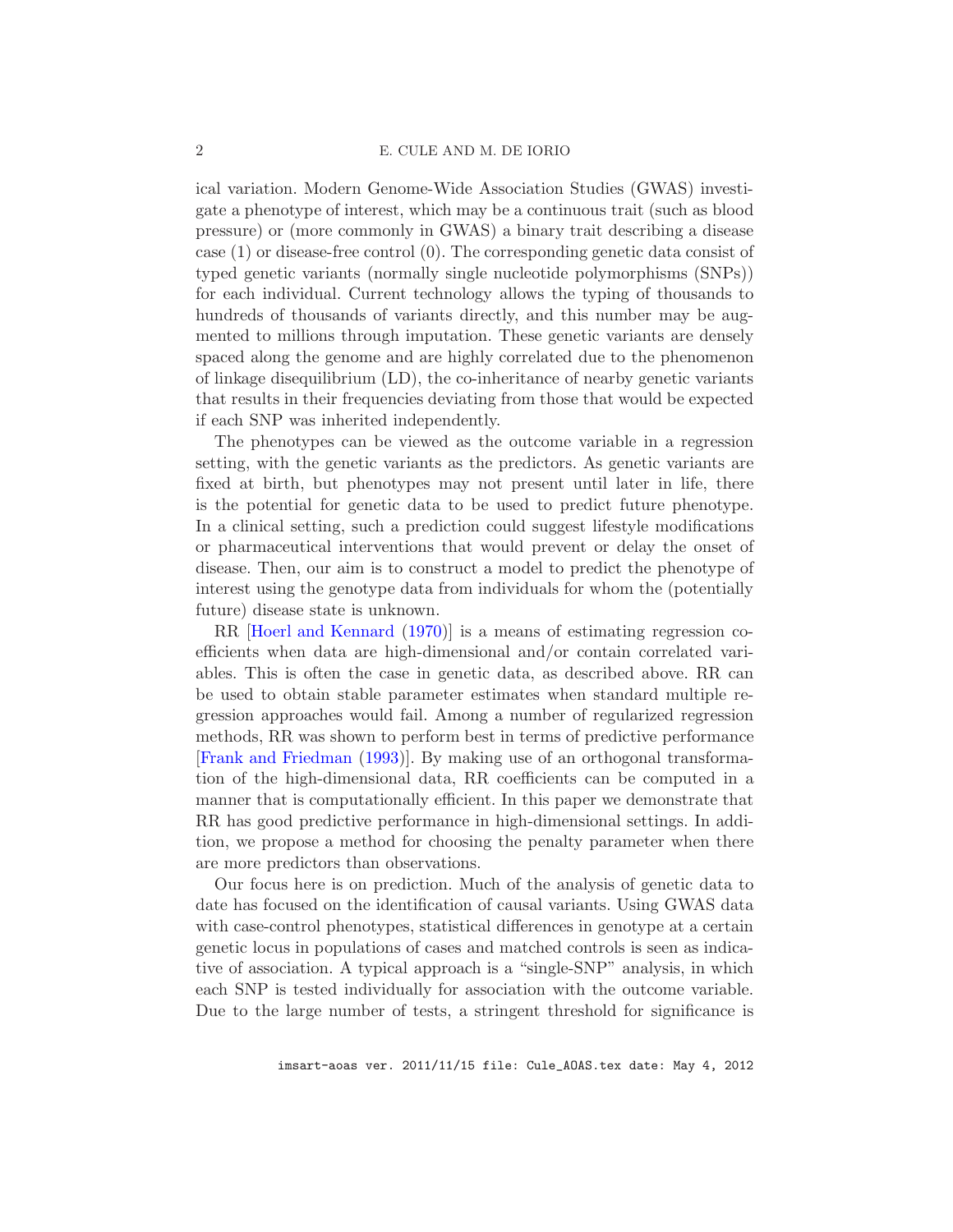ical variation. Modern Genome-Wide Association Studies (GWAS) investigate a phenotype of interest, which may be a continuous trait (such as blood pressure) or (more commonly in GWAS) a binary trait describing a disease case (1) or disease-free control (0). The corresponding genetic data consist of typed genetic variants (normally single nucleotide polymorphisms (SNPs)) for each individual. Current technology allows the typing of thousands to hundreds of thousands of variants directly, and this number may be augmented to millions through imputation. These genetic variants are densely spaced along the genome and are highly correlated due to the phenomenon of linkage disequilibrium (LD), the co-inheritance of nearby genetic variants that results in their frequencies deviating from those that would be expected if each SNP was inherited independently.

The phenotypes can be viewed as the outcome variable in a regression setting, with the genetic variants as the predictors. As genetic variants are fixed at birth, but phenotypes may not present until later in life, there is the potential for genetic data to be used to predict future phenotype. In a clinical setting, such a prediction could suggest lifestyle modifications or pharmaceutical interventions that would prevent or delay the onset of disease. Then, our aim is to construct a model to predict the phenotype of interest using the genotype data from individuals for whom the (potentially future) disease state is unknown.

RR [Hoerl and Kennard (1970)] is a means of estimating regression coefficients when data are high-dimensional and/or contain correlated variables. This is often the case in genetic data, as described above. RR can be used to obtain stable parameter estimates when standard multiple regression approaches would fail. Among a number of regularized regression methods, RR was shown to perform best in terms of predictive performance [Frank and Friedman (1993)]. By making use of an orthogonal transformation of the high-dimensional data, RR coefficients can be computed in a manner that is computationally efficient. In this paper we demonstrate that RR has good predictive performance in high-dimensional settings. In addition, we propose a method for choosing the penalty parameter when there are more predictors than observations.

Our focus here is on prediction. Much of the analysis of genetic data to date has focused on the identification of causal variants. Using GWAS data with case-control phenotypes, statistical differences in genotype at a certain genetic locus in populations of cases and matched controls is seen as indicative of association. A typical approach is a "single-SNP" analysis, in which each SNP is tested individually for association with the outcome variable. Due to the large number of tests, a stringent threshold for significance is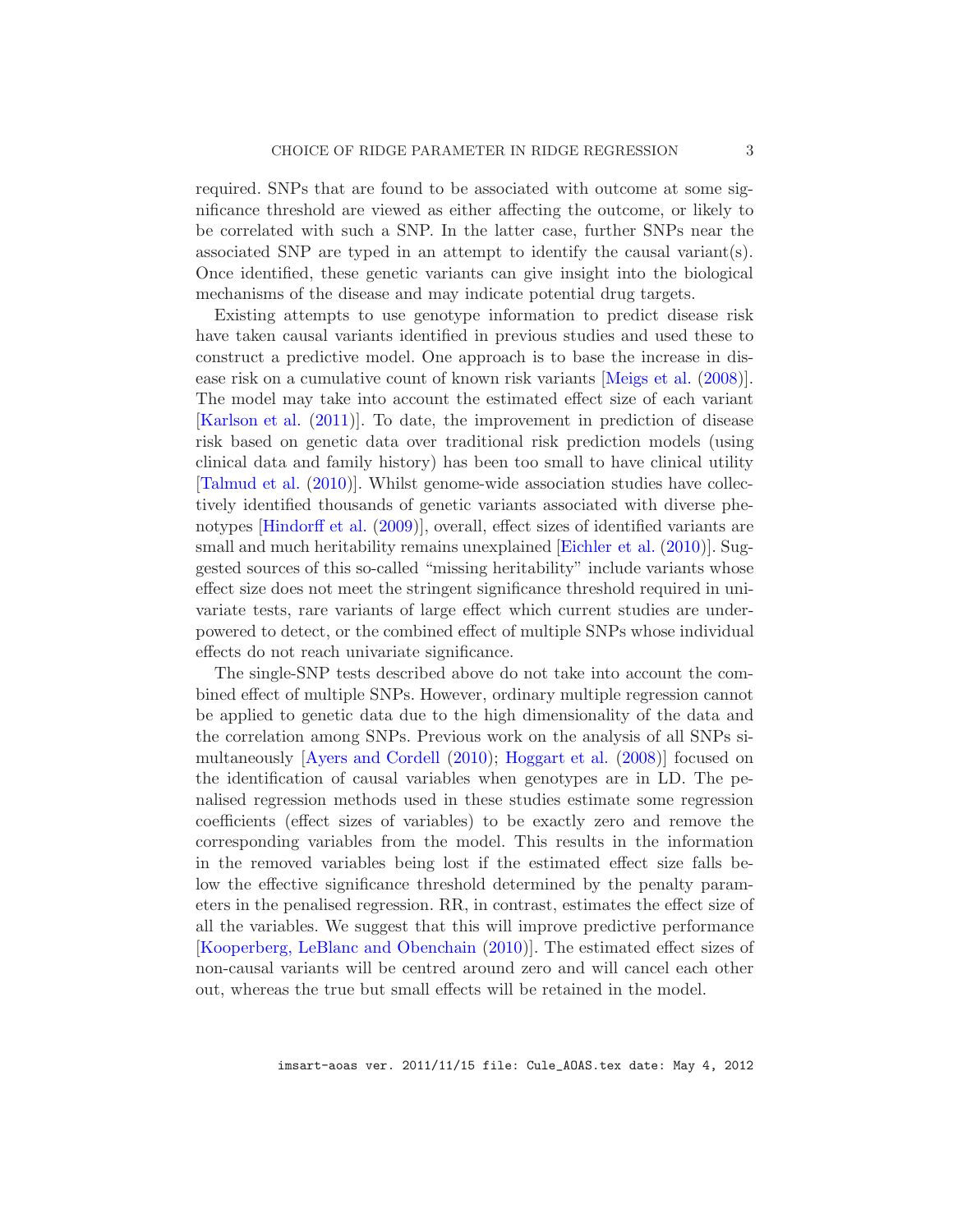required. SNPs that are found to be associated with outcome at some significance threshold are viewed as either affecting the outcome, or likely to be correlated with such a SNP. In the latter case, further SNPs near the associated SNP are typed in an attempt to identify the causal variant(s). Once identified, these genetic variants can give insight into the biological mechanisms of the disease and may indicate potential drug targets.

Existing attempts to use genotype information to predict disease risk have taken causal variants identified in previous studies and used these to construct a predictive model. One approach is to base the increase in disease risk on a cumulative count of known risk variants [Meigs et al. (2008)]. The model may take into account the estimated effect size of each variant [Karlson et al. (2011)]. To date, the improvement in prediction of disease risk based on genetic data over traditional risk prediction models (using clinical data and family history) has been too small to have clinical utility [Talmud et al. (2010)]. Whilst genome-wide association studies have collectively identified thousands of genetic variants associated with diverse phenotypes [Hindorff et al. (2009)], overall, effect sizes of identified variants are small and much heritability remains unexplained [Eichler et al. (2010)]. Suggested sources of this so-called "missing heritability" include variants whose effect size does not meet the stringent significance threshold required in univariate tests, rare variants of large effect which current studies are underpowered to detect, or the combined effect of multiple SNPs whose individual effects do not reach univariate significance.

The single-SNP tests described above do not take into account the combined effect of multiple SNPs. However, ordinary multiple regression cannot be applied to genetic data due to the high dimensionality of the data and the correlation among SNPs. Previous work on the analysis of all SNPs simultaneously [Ayers and Cordell (2010); Hoggart et al. (2008)] focused on the identification of causal variables when genotypes are in LD. The penalised regression methods used in these studies estimate some regression coefficients (effect sizes of variables) to be exactly zero and remove the corresponding variables from the model. This results in the information in the removed variables being lost if the estimated effect size falls below the effective significance threshold determined by the penalty parameters in the penalised regression. RR, in contrast, estimates the effect size of all the variables. We suggest that this will improve predictive performance [Kooperberg, LeBlanc and Obenchain (2010)]. The estimated effect sizes of non-causal variants will be centred around zero and will cancel each other out, whereas the true but small effects will be retained in the model.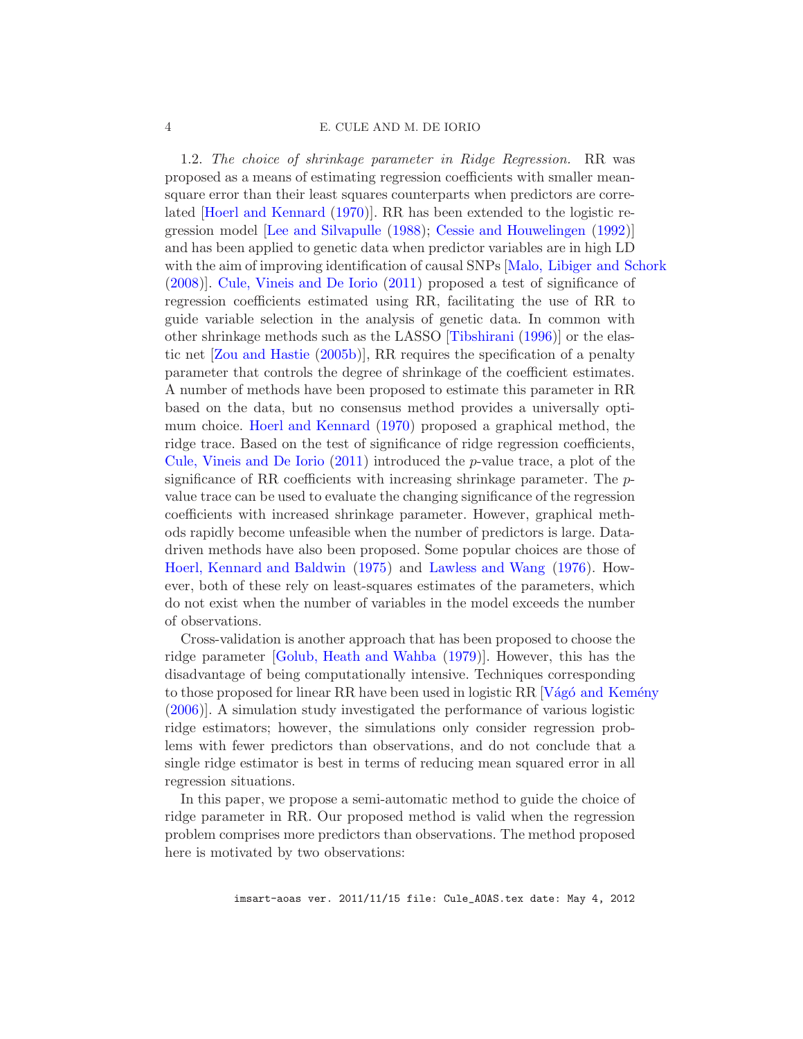1.2. *The choice of shrinkage parameter in Ridge Regression.* RR was proposed as a means of estimating regression coefficients with smaller mean-square error than their least squares counterparts when predictors are correlated [Hoerl and Kennard (1970)]. RR has been extended to the logistic regression model [Lee and Silvapulle (1988); Cessie and Houwelingen (1992)] and has been applied to genetic data when predictor variables are in high LD with the aim of improving identification of causal SNPs [Malo, Libiger and Schork (2008)]. Cule, Vineis and De Iorio (2011) proposed a test of significance of regression coefficients estimated using RR, facilitating the use of RR to guide variable selection in the analysis of genetic data. In common with other shrinkage methods such as the LASSO [Tibshirani (1996)] or the elastic net [Zou and Hastie (2005b)], RR requires the specification of a penalty parameter that controls the degree of shrinkage of the coefficient estimates. A number of methods have been proposed to estimate this parameter in RR based on the data, but no consensus method provides a universally optimum choice. Hoerl and Kennard (1970) proposed a graphical method, the ridge trace. Based on the test of significance of ridge regression coefficients, Cule, Vineis and De Iorio (2011) introduced the *p*-value trace, a plot of the significance of RR coefficients with increasing shrinkage parameter. The *p*-value trace can be used to evaluate the changing significance of the regression coefficients with increased shrinkage parameter. However, graphical methods rapidly become unfeasible when the number of predictors is large. Data-driven methods have also been proposed. Some popular choices are those of Hoerl, Kennard and Baldwin (1975) and Lawless and Wang (1976). However, both of these rely on least-squares estimates of the parameters, which do not exist when the number of variables in the model exceeds the number of observations.

Cross-validation is another approach that has been proposed to choose the ridge parameter [Golub, Heath and Wahba (1979)]. However, this has the disadvantage of being computationally intensive. Techniques corresponding to those proposed for linear RR have been used in logistic RR [Vágó and Kemény (2006)]. A simulation study investigated the performance of various logistic ridge estimators; however, the simulations only consider regression problems with fewer predictors than observations, and do not conclude that a single ridge estimator is best in terms of reducing mean squared error in all regression situations.

In this paper, we propose a semi-automatic method to guide the choice of ridge parameter in RR. Our proposed method is valid when the regression problem comprises more predictors than observations. The method proposed here is motivated by two observations: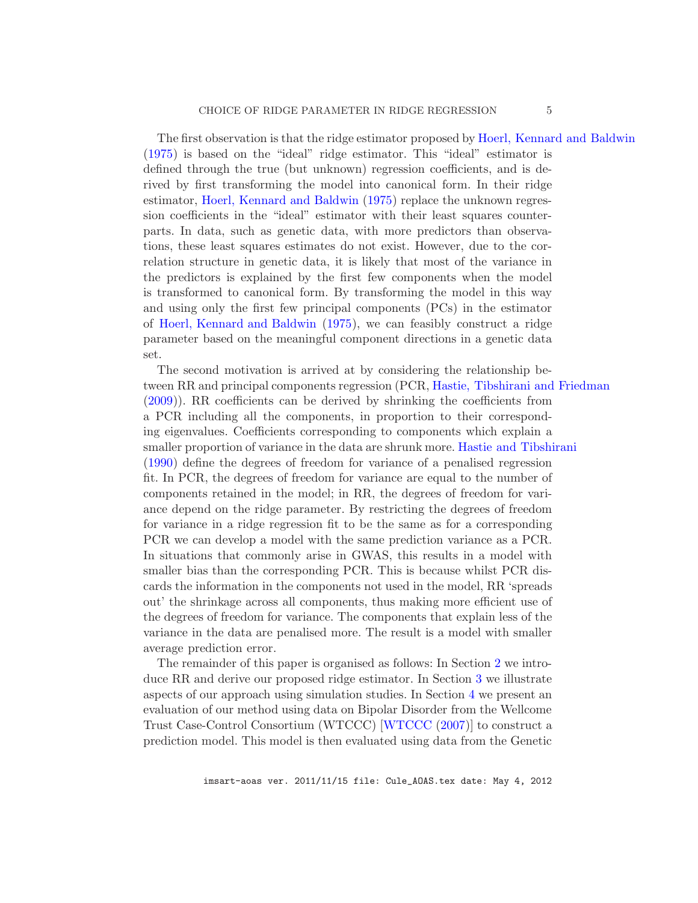The first observation is that the ridge estimator proposed by Hoerl, Kennard and Baldwin (1975) is based on the "ideal" ridge estimator. This "ideal" estimator is defined through the true (but unknown) regression coefficients, and is derived by first transforming the model into canonical form. In their ridge estimator, Hoerl, Kennard and Baldwin (1975) replace the unknown regression coefficients in the "ideal" estimator with their least squares counterparts. In data, such as genetic data, with more predictors than observations, these least squares estimates do not exist. However, due to the correlation structure in genetic data, it is likely that most of the variance in the predictors is explained by the first few components when the model is transformed to canonical form. By transforming the model in this way and using only the first few principal components (PCs) in the estimator of Hoerl, Kennard and Baldwin (1975), we can feasibly construct a ridge parameter based on the meaningful component directions in a genetic data set.

The second motivation is arrived at by considering the relationship between RR and principal components regression (PCR, Hastie, Tibshirani and Friedman (2009)). RR coefficients can be derived by shrinking the coefficients from a PCR including all the components, in proportion to their corresponding eigenvalues. Coefficients corresponding to components which explain a smaller proportion of variance in the data are shrunk more. Hastie and Tibshirani (1990) define the degrees of freedom for variance of a penalised regression fit. In PCR, the degrees of freedom for variance are equal to the number of components retained in the model; in RR, the degrees of freedom for variance depend on the ridge parameter. By restricting the degrees of freedom for variance in a ridge regression fit to be the same as for a corresponding PCR we can develop a model with the same prediction variance as a PCR. In situations that commonly arise in GWAS, this results in a model with smaller bias than the corresponding PCR. This is because whilst PCR discards the information in the components not used in the model, RR 'spreads out' the shrinkage across all components, thus making more efficient use of the degrees of freedom for variance. The components that explain less of the variance in the data are penalised more. The result is a model with smaller average prediction error.

The remainder of this paper is organised as follows: In Section 2 we introduce RR and derive our proposed ridge estimator. In Section 3 we illustrate aspects of our approach using simulation studies. In Section 4 we present an evaluation of our method using data on Bipolar Disorder from the Wellcome Trust Case-Control Consortium (WTCCC) [WTCCC (2007)] to construct a prediction model. This model is then evaluated using data from the Genetic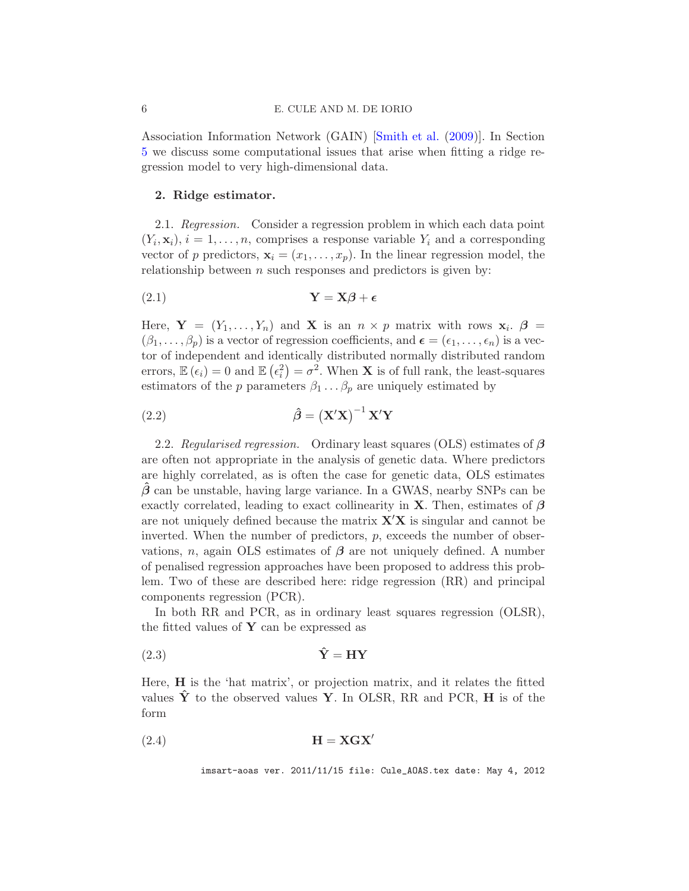Association Information Network (GAIN) [Smith et al. (2009)]. In Section 5 we discuss some computational issues that arise when fitting a ridge regression model to very high-dimensional data.

## 2. Ridge estimator.

2.1. *Regression.* Consider a regression problem in which each data point $(Y_i, \mathbf{x}_i)$, $i = 1, \ldots, n$, comprises a response variable $Y_i$ and a corresponding vector of $p$ predictors, $\mathbf{x}_i = (x_1, \ldots, x_p)$. In the linear regression model, the relationship between $n$ such responses and predictors is given by:

$$\mathbf{Y} = \mathbf{X}\boldsymbol{\beta} + \boldsymbol{\epsilon} \tag{2.1}$$

Here, $\mathbf{Y} = (Y_1, \ldots, Y_n)$ and $\mathbf{X}$ is an $n \times p$ matrix with rows $\mathbf{x}_i$. $\boldsymbol{\beta} = (\beta_1, \ldots, \beta_p)$ is a vector of regression coefficients, and $\boldsymbol{\epsilon} = (\epsilon_1, \ldots, \epsilon_n)$ is a vector of independent and identically distributed normally distributed random errors, $\mathbb{E}(\epsilon_i) = 0$ and $\mathbb{E}(\epsilon_i^2) = \sigma^2$. When $\mathbf{X}$ is of full rank, the least-squares estimators of the $p$ parameters $\beta_1 \ldots \beta_p$ are uniquely estimated by

$$\hat{\boldsymbol{\beta}} = \left(\mathbf{X}'\mathbf{X}\right)^{-1}\mathbf{X}'\mathbf{Y} \tag{2.2}$$

2.2. *Regularised regression.* Ordinary least squares (OLS) estimates of $\boldsymbol{\beta}$ are often not appropriate in the analysis of genetic data. Where predictors are highly correlated, as is often the case for genetic data, OLS estimates $\hat{\boldsymbol{\beta}}$ can be unstable, having large variance. In a GWAS, nearby SNPs can be exactly correlated, leading to exact collinearity in $\mathbf{X}$. Then, estimates of $\boldsymbol{\beta}$ are not uniquely defined because the matrix $\mathbf{X}'\mathbf{X}$ is singular and cannot be inverted. When the number of predictors, $p$, exceeds the number of observations, $n$, again OLS estimates of $\boldsymbol{\beta}$ are not uniquely defined. A number of penalised regression approaches have been proposed to address this problem. Two of these are described here: ridge regression (RR) and principal components regression (PCR).

In both RR and PCR, as in ordinary least squares regression (OLSR), the fitted values of $\mathbf{Y}$ can be expressed as

$$\hat{\mathbf{Y}} = \mathbf{H}\mathbf{Y} \tag{2.3}$$

Here, $\mathbf{H}$ is the 'hat matrix', or projection matrix, and it relates the fitted values $\hat{\mathbf{Y}}$ to the observed values $\mathbf{Y}$. In OLSR, RR and PCR, $\mathbf{H}$ is of the form

$$\mathbf{H} = \mathbf{X}\mathbf{G}\mathbf{X}' \tag{2.4}$$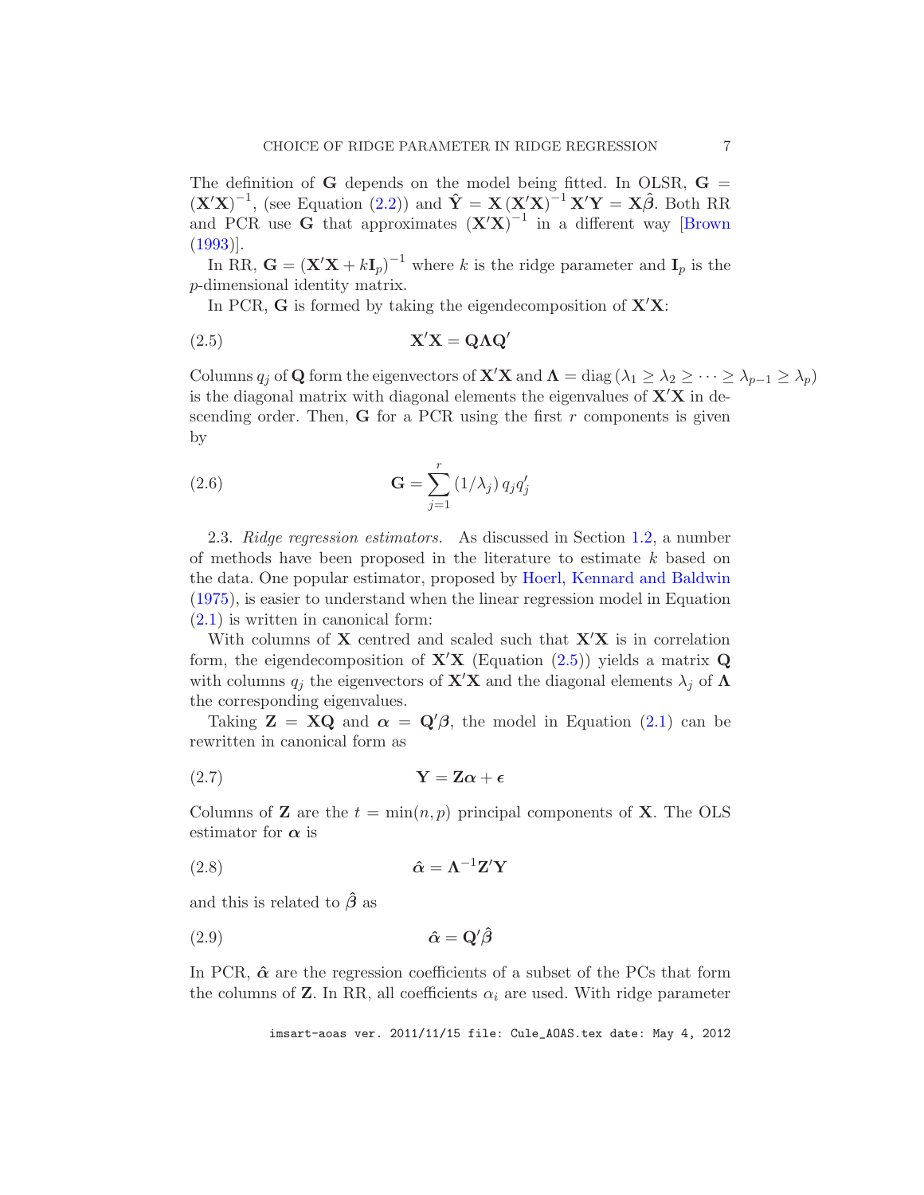The definition of $\mathbf{G}$ depends on the model being fitted. In OLSR, $\mathbf{G} = (\mathbf{X}'\mathbf{X})^{-1}$, (see Equation (2.2)) and $\hat{\mathbf{Y}} = \mathbf{X}(\mathbf{X}'\mathbf{X})^{-1}\mathbf{X}'\mathbf{Y} = \mathbf{X}\hat{\boldsymbol{\beta}}$. Both RR and PCR use $\mathbf{G}$ that approximates $(\mathbf{X}'\mathbf{X})^{-1}$ in a different way [Brown (1993)].

In RR, $\mathbf{G} = (\mathbf{X}'\mathbf{X} + k\mathbf{I}_p)^{-1}$ where $k$ is the ridge parameter and $\mathbf{I}_p$ is the $p$-dimensional identity matrix.

In PCR, $\mathbf{G}$ is formed by taking the eigendecomposition of $\mathbf{X}'\mathbf{X}$:

$$\mathbf{X}'\mathbf{X} = \mathbf{Q}\boldsymbol{\Lambda}\mathbf{Q}' \tag{2.5}$$

Columns $q_j$ of $\mathbf{Q}$ form the eigenvectors of $\mathbf{X}'\mathbf{X}$ and $\boldsymbol{\Lambda} = \operatorname{diag}(\lambda_1 \geq \lambda_2 \geq \cdots \geq \lambda_{p-1} \geq \lambda_p)$ is the diagonal matrix with diagonal elements the eigenvalues of $\mathbf{X}'\mathbf{X}$ in descending order. Then, $\mathbf{G}$ for a PCR using the first $r$ components is given by

$$\mathbf{G} = \sum_{j=1}^{r} (1/\lambda_j)\, q_j q_j' \tag{2.6}$$

2.3. *Ridge regression estimators.* As discussed in Section 1.2, a number of methods have been proposed in the literature to estimate $k$ based on the data. One popular estimator, proposed by Hoerl, Kennard and Baldwin (1975), is easier to understand when the linear regression model in Equation (2.1) is written in canonical form:

With columns of $\mathbf{X}$ centred and scaled such that $\mathbf{X}'\mathbf{X}$ is in correlation form, the eigendecomposition of $\mathbf{X}'\mathbf{X}$ (Equation (2.5)) yields a matrix $\mathbf{Q}$ with columns $q_j$ the eigenvectors of $\mathbf{X}'\mathbf{X}$ and the diagonal elements $\lambda_j$ of $\boldsymbol{\Lambda}$ the corresponding eigenvalues.

Taking $\mathbf{Z} = \mathbf{XQ}$ and $\boldsymbol{\alpha} = \mathbf{Q}'\boldsymbol{\beta}$, the model in Equation (2.1) can be rewritten in canonical form as

$$\mathbf{Y} = \mathbf{Z}\boldsymbol{\alpha} + \boldsymbol{\epsilon} \tag{2.7}$$

Columns of $\mathbf{Z}$ are the $t = \min(n, p)$ principal components of $\mathbf{X}$. The OLS estimator for $\boldsymbol{\alpha}$ is

$$\hat{\boldsymbol{\alpha}} = \boldsymbol{\Lambda}^{-1}\mathbf{Z}'\mathbf{Y} \tag{2.8}$$

and this is related to $\hat{\boldsymbol{\beta}}$ as

$$\hat{\boldsymbol{\alpha}} = \mathbf{Q}'\hat{\boldsymbol{\beta}} \tag{2.9}$$

In PCR, $\hat{\boldsymbol{\alpha}}$ are the regression coefficients of a subset of the PCs that form the columns of $\mathbf{Z}$. In RR, all coefficients $\alpha_i$ are used. With ridge parameter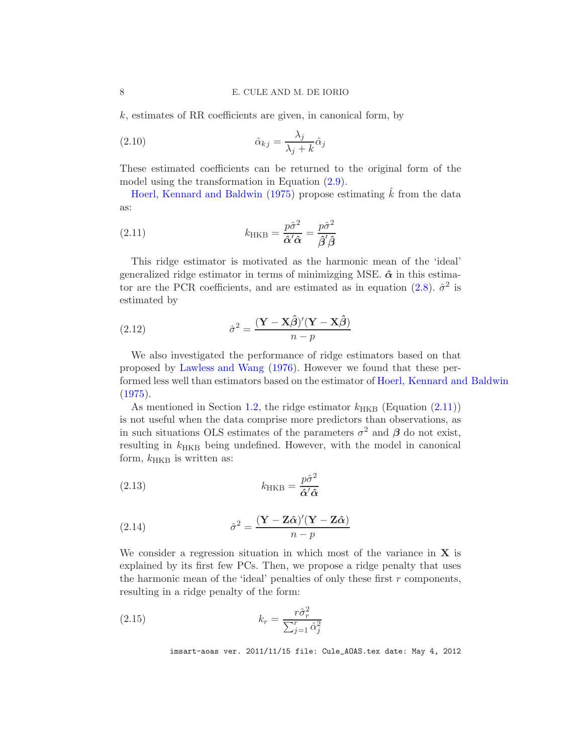$k$, estimates of RR coefficients are given, in canonical form, by

$$\hat{\alpha}_{kj} = \frac{\lambda_j}{\lambda_j + k}\hat{\alpha}_j \tag{2.10}$$

These estimated coefficients can be returned to the original form of the model using the transformation in Equation (2.9).

Hoerl, Kennard and Baldwin (1975) propose estimating $\hat{k}$ from the data as:

$$k_{\text{HKB}} = \frac{p\hat{\sigma}^2}{\hat{\boldsymbol{\alpha}}'\hat{\boldsymbol{\alpha}}} = \frac{p\hat{\sigma}^2}{\hat{\boldsymbol{\beta}}'\hat{\boldsymbol{\beta}}} \tag{2.11}$$

This ridge estimator is motivated as the harmonic mean of the 'ideal' generalized ridge estimator in terms of minimizging MSE. $\hat{\boldsymbol{\alpha}}$ in this estimator are the PCR coefficients, and are estimated as in equation (2.8). $\hat{\sigma}^2$ is estimated by

$$\hat{\sigma}^2 = \frac{(\mathbf{Y} - \mathbf{X}\hat{\boldsymbol{\beta}})'(\mathbf{Y} - \mathbf{X}\hat{\boldsymbol{\beta}})}{n - p} \tag{2.12}$$

We also investigated the performance of ridge estimators based on that proposed by Lawless and Wang (1976). However we found that these performed less well than estimators based on the estimator of Hoerl, Kennard and Baldwin (1975).

As mentioned in Section 1.2, the ridge estimator $k_{\text{HKB}}$ (Equation (2.11)) is not useful when the data comprise more predictors than observations, as in such situations OLS estimates of the parameters $\sigma^2$ and $\boldsymbol{\beta}$ do not exist, resulting in $k_{\text{HKB}}$ being undefined. However, with the model in canonical form, $k_{\text{HKB}}$ is written as:

$$k_{\text{HKB}} = \frac{p\hat{\sigma}^2}{\hat{\boldsymbol{\alpha}}'\hat{\boldsymbol{\alpha}}} \tag{2.13}$$

$$\hat{\sigma}^2 = \frac{(\mathbf{Y} - \mathbf{Z}\hat{\boldsymbol{\alpha}})'(\mathbf{Y} - \mathbf{Z}\hat{\boldsymbol{\alpha}})}{n - p} \tag{2.14}$$

We consider a regression situation in which most of the variance in $\mathbf{X}$ is explained by its first few PCs. Then, we propose a ridge penalty that uses the harmonic mean of the 'ideal' penalties of only these first $r$ components, resulting in a ridge penalty of the form:

$$k_r = \frac{r\hat{\sigma}_r^2}{\sum_{j=1}^{r}\hat{\alpha}_j^2} \tag{2.15}$$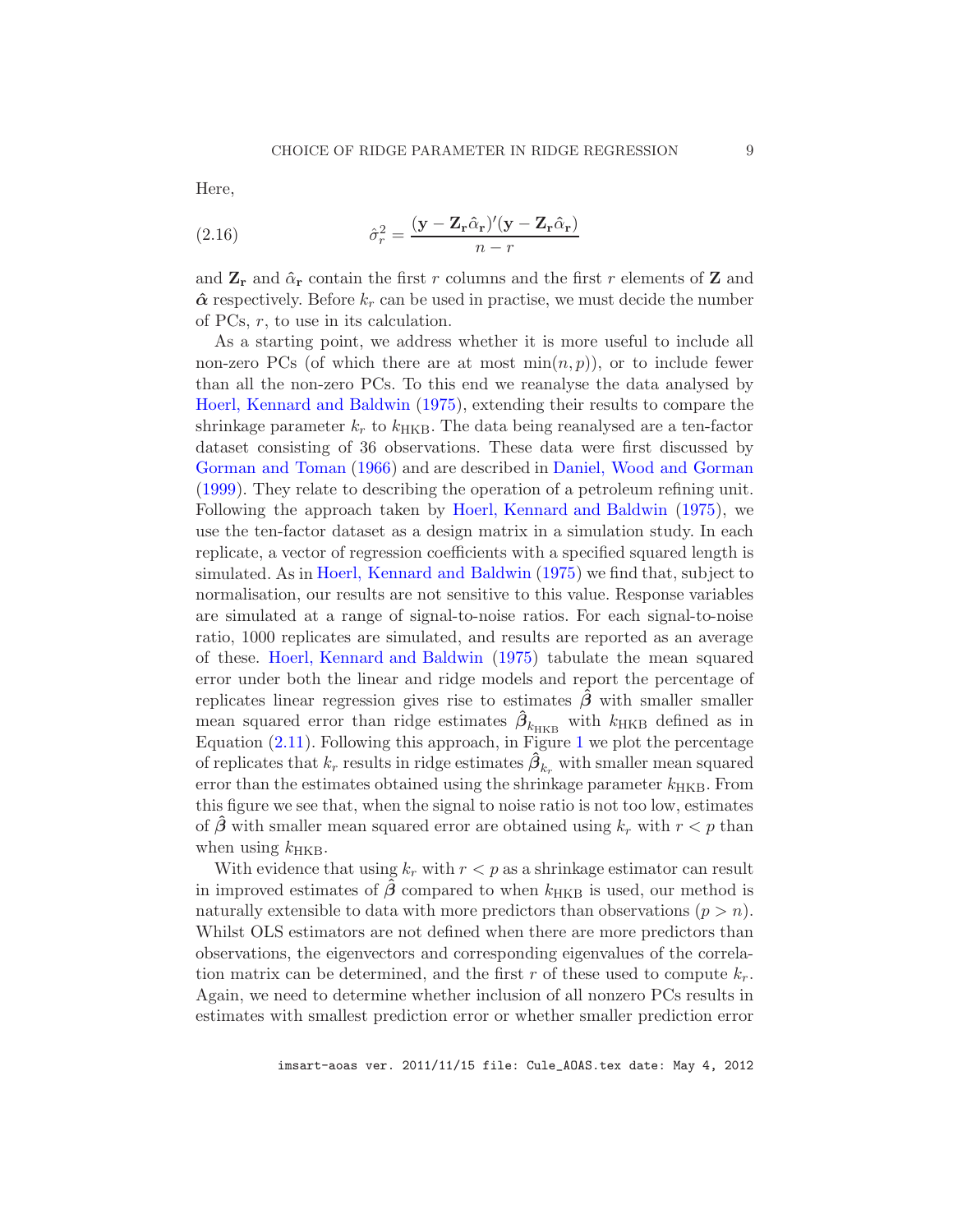Here,

$$\hat{\sigma}_r^2 = \frac{(\mathbf{y} - \mathbf{Z_r}\hat{\alpha}_\mathbf{r})'(\mathbf{y} - \mathbf{Z_r}\hat{\alpha}_\mathbf{r})}{n - r} \tag{2.16}$$

and $\mathbf{Z_r}$ and $\hat{\alpha}_\mathbf{r}$ contain the first $r$ columns and the first $r$ elements of $\mathbf{Z}$ and $\hat{\boldsymbol{\alpha}}$ respectively. Before $k_r$ can be used in practise, we must decide the number of PCs, $r$, to use in its calculation.

As a starting point, we address whether it is more useful to include all non-zero PCs (of which there are at most $\min(n, p)$), or to include fewer than all the non-zero PCs. To this end we reanalyse the data analysed by Hoerl, Kennard and Baldwin (1975), extending their results to compare the shrinkage parameter $k_r$ to $k_{\text{HKB}}$. The data being reanalysed are a ten-factor dataset consisting of 36 observations. These data were first discussed by Gorman and Toman (1966) and are described in Daniel, Wood and Gorman (1999). They relate to describing the operation of a petroleum refining unit. Following the approach taken by Hoerl, Kennard and Baldwin (1975), we use the ten-factor dataset as a design matrix in a simulation study. In each replicate, a vector of regression coefficients with a specified squared length is simulated. As in Hoerl, Kennard and Baldwin (1975) we find that, subject to normalisation, our results are not sensitive to this value. Response variables are simulated at a range of signal-to-noise ratios. For each signal-to-noise ratio, 1000 replicates are simulated, and results are reported as an average of these. Hoerl, Kennard and Baldwin (1975) tabulate the mean squared error under both the linear and ridge models and report the percentage of replicates linear regression gives rise to estimates $\hat{\boldsymbol{\beta}}$ with smaller smaller mean squared error than ridge estimates $\hat{\boldsymbol{\beta}}_{k_{\text{HKB}}}$ with $k_{\text{HKB}}$ defined as in Equation (2.11). Following this approach, in Figure 1 we plot the percentage of replicates that $k_r$ results in ridge estimates $\hat{\boldsymbol{\beta}}_{k_r}$ with smaller mean squared error than the estimates obtained using the shrinkage parameter $k_{\text{HKB}}$. From this figure we see that, when the signal to noise ratio is not too low, estimates of $\hat{\boldsymbol{\beta}}$ with smaller mean squared error are obtained using $k_r$ with $r < p$ than when using $k_{\text{HKB}}$.

With evidence that using $k_r$ with $r < p$ as a shrinkage estimator can result in improved estimates of $\hat{\boldsymbol{\beta}}$ compared to when $k_{\text{HKB}}$ is used, our method is naturally extensible to data with more predictors than observations ($p > n$). Whilst OLS estimators are not defined when there are more predictors than observations, the eigenvectors and corresponding eigenvalues of the correlation matrix can be determined, and the first $r$ of these used to compute $k_r$. Again, we need to determine whether inclusion of all nonzero PCs results in estimates with smallest prediction error or whether smaller prediction error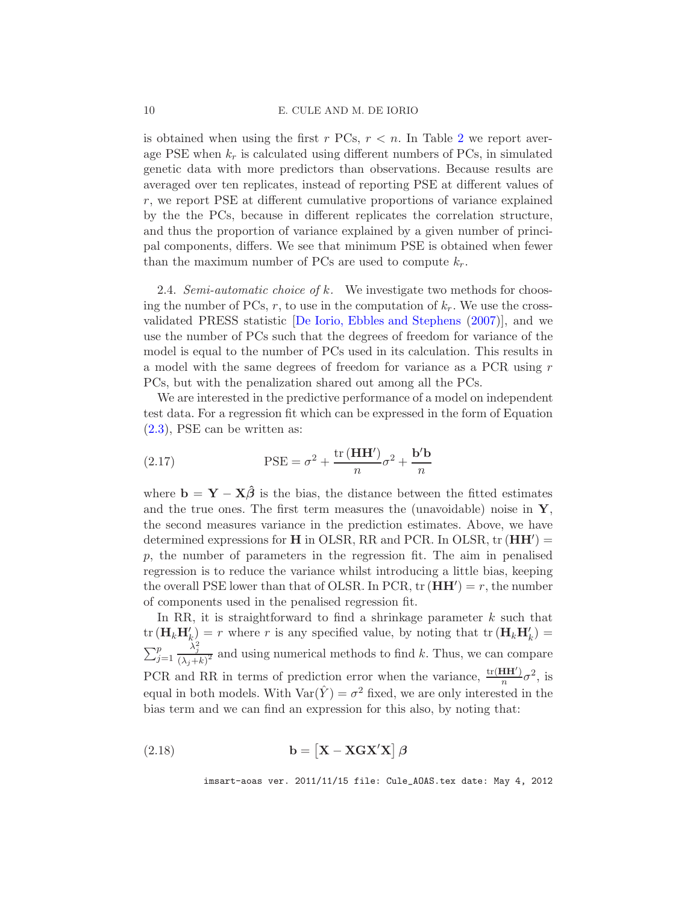is obtained when using the first $r$ PCs, $r < n$. In Table 2 we report average PSE when $k_r$ is calculated using different numbers of PCs, in simulated genetic data with more predictors than observations. Because results are averaged over ten replicates, instead of reporting PSE at different values of $r$, we report PSE at different cumulative proportions of variance explained by the the PCs, because in different replicates the correlation structure, and thus the proportion of variance explained by a given number of principal components, differs. We see that minimum PSE is obtained when fewer than the maximum number of PCs are used to compute $k_r$.

2.4. *Semi-automatic choice of $k$.* We investigate two methods for choosing the number of PCs, $r$, to use in the computation of $k_r$. We use the cross-validated PRESS statistic [De Iorio, Ebbles and Stephens (2007)], and we use the number of PCs such that the degrees of freedom for variance of the model is equal to the number of PCs used in its calculation. This results in a model with the same degrees of freedom for variance as a PCR using $r$ PCs, but with the penalization shared out among all the PCs.

We are interested in the predictive performance of a model on independent test data. For a regression fit which can be expressed in the form of Equation (2.3), PSE can be written as:

$$\text{PSE} = \sigma^2 + \frac{\text{tr}\left(\mathbf{H}\mathbf{H}'\right)}{n}\sigma^2 + \frac{\mathbf{b}'\mathbf{b}}{n} \tag{2.17}$$

where $\mathbf{b} = \mathbf{Y} - \mathbf{X}\hat{\boldsymbol{\beta}}$ is the bias, the distance between the fitted estimates and the true ones. The first term measures the (unavoidable) noise in $\mathbf{Y}$, the second measures variance in the prediction estimates. Above, we have determined expressions for $\mathbf{H}$ in OLSR, RR and PCR. In OLSR, $\text{tr}\left(\mathbf{H}\mathbf{H}'\right) = p$, the number of parameters in the regression fit. The aim in penalised regression is to reduce the variance whilst introducing a little bias, keeping the overall PSE lower than that of OLSR. In PCR, $\text{tr}\left(\mathbf{H}\mathbf{H}'\right) = r$, the number of components used in the penalised regression fit.

In RR, it is straightforward to find a shrinkage parameter $k$ such that $\text{tr}\left(\mathbf{H}_k\mathbf{H}_k'\right) = r$ where $r$ is any specified value, by noting that $\text{tr}\left(\mathbf{H}_k\mathbf{H}_k'\right) = \sum_{j=1}^{p} \frac{\lambda_j^2}{(\lambda_j+k)^2}$ and using numerical methods to find $k$. Thus, we can compare PCR and RR in terms of prediction error when the variance, $\frac{\text{tr}(\mathbf{H}\mathbf{H}')}{n}\sigma^2$, is equal in both models. With $\text{Var}(\hat{Y}) = \sigma^2$ fixed, we are only interested in the bias term and we can find an expression for this also, by noting that:

$$\mathbf{b} = \left[\mathbf{X} - \mathbf{X}\mathbf{G}\mathbf{X}'\mathbf{X}\right]\boldsymbol{\beta} \tag{2.18}$$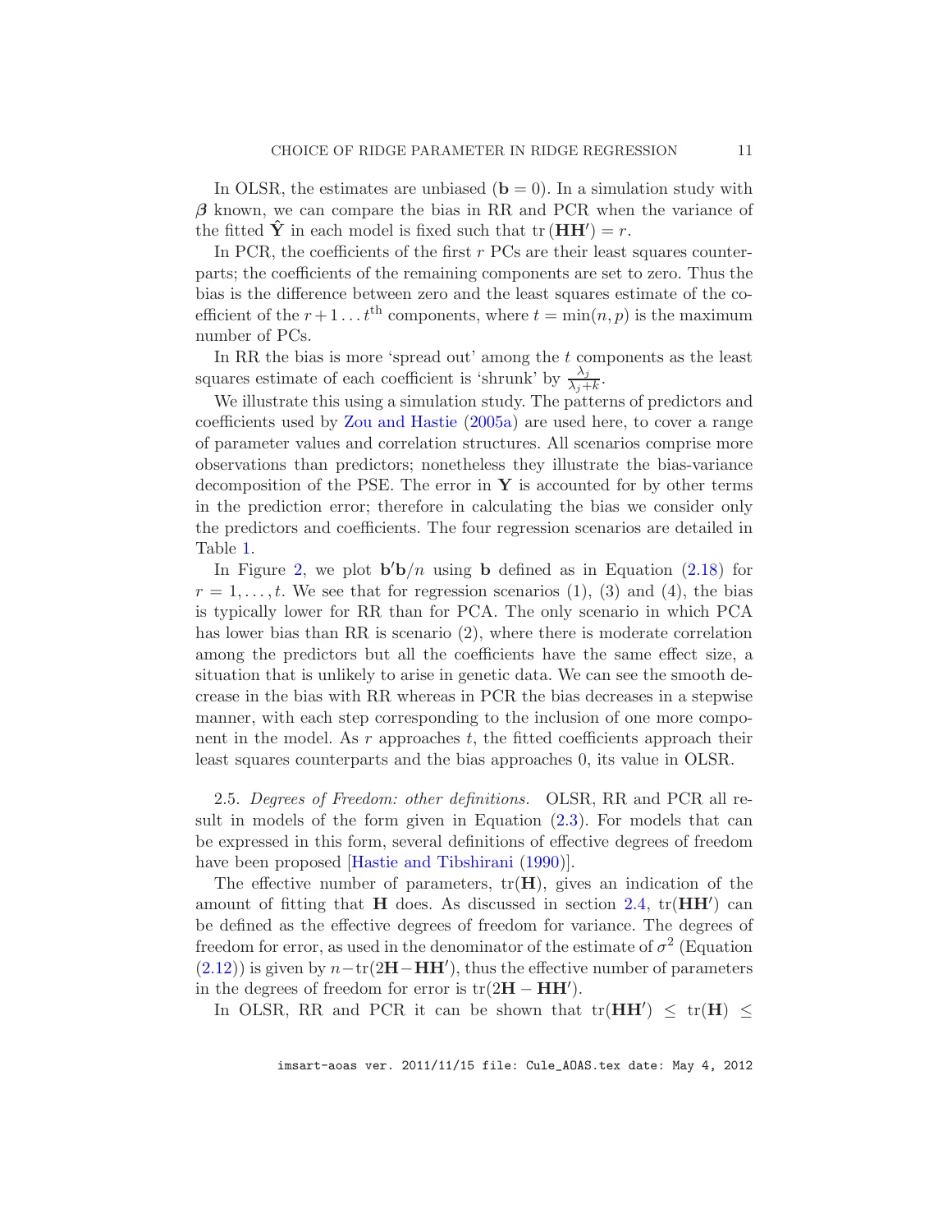In OLSR, the estimates are unbiased ($\mathbf{b} = 0$). In a simulation study with $\boldsymbol{\beta}$ known, we can compare the bias in RR and PCR when the variance of the fitted $\hat{\mathbf{Y}}$ in each model is fixed such that $\mathrm{tr}\,(\mathbf{HH}') = r$.

In PCR, the coefficients of the first $r$ PCs are their least squares counterparts; the coefficients of the remaining components are set to zero. Thus the bias is the difference between zero and the least squares estimate of the coefficient of the $r+1 \dots t^{\text{th}}$ components, where $t = \min(n, p)$ is the maximum number of PCs.

In RR the bias is more 'spread out' among the $t$ components as the least squares estimate of each coefficient is 'shrunk' by $\frac{\lambda_j}{\lambda_j + k}$.

We illustrate this using a simulation study. The patterns of predictors and coefficients used by Zou and Hastie (2005a) are used here, to cover a range of parameter values and correlation structures. All scenarios comprise more observations than predictors; nonetheless they illustrate the bias-variance decomposition of the PSE. The error in $\mathbf{Y}$ is accounted for by other terms in the prediction error; therefore in calculating the bias we consider only the predictors and coefficients. The four regression scenarios are detailed in Table 1.

In Figure 2, we plot $\mathbf{b}'\mathbf{b}/n$ using $\mathbf{b}$ defined as in Equation (2.18) for $r = 1, \dots, t$. We see that for regression scenarios (1), (3) and (4), the bias is typically lower for RR than for PCA. The only scenario in which PCA has lower bias than RR is scenario (2), where there is moderate correlation among the predictors but all the coefficients have the same effect size, a situation that is unlikely to arise in genetic data. We can see the smooth decrease in the bias with RR whereas in PCR the bias decreases in a stepwise manner, with each step corresponding to the inclusion of one more component in the model. As $r$ approaches $t$, the fitted coefficients approach their least squares counterparts and the bias approaches 0, its value in OLSR.

2.5. *Degrees of Freedom: other definitions.* OLSR, RR and PCR all result in models of the form given in Equation (2.3). For models that can be expressed in this form, several definitions of effective degrees of freedom have been proposed [Hastie and Tibshirani (1990)].

The effective number of parameters, $\mathrm{tr}(\mathbf{H})$, gives an indication of the amount of fitting that $\mathbf{H}$ does. As discussed in section 2.4, $\mathrm{tr}(\mathbf{HH}')$ can be defined as the effective degrees of freedom for variance. The degrees of freedom for error, as used in the denominator of the estimate of $\sigma^2$ (Equation (2.12)) is given by $n - \mathrm{tr}(2\mathbf{H} - \mathbf{HH}')$, thus the effective number of parameters in the degrees of freedom for error is $\mathrm{tr}(2\mathbf{H} - \mathbf{HH}')$.

In OLSR, RR and PCR it can be shown that $\mathrm{tr}(\mathbf{HH}') \leq \mathrm{tr}(\mathbf{H}) \leq$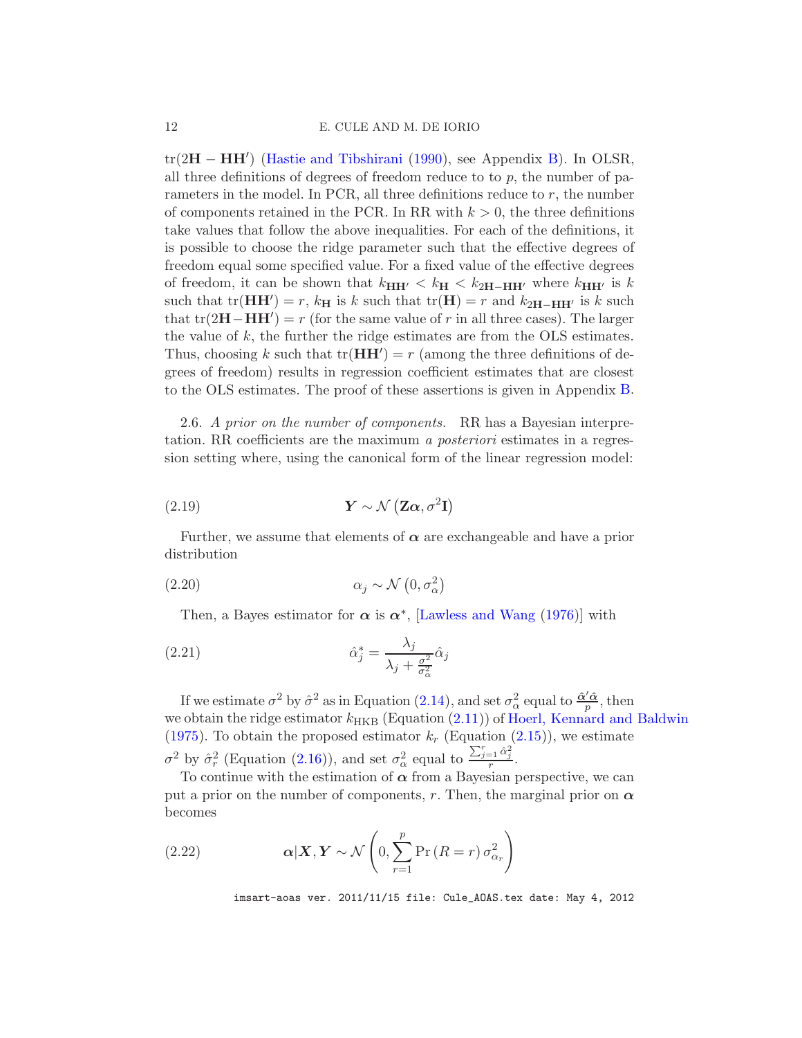$\text{tr}(2\mathbf{H} - \mathbf{H}\mathbf{H}')$ (Hastie and Tibshirani (1990), see Appendix B). In OLSR, all three definitions of degrees of freedom reduce to to $p$, the number of parameters in the model. In PCR, all three definitions reduce to $r$, the number of components retained in the PCR. In RR with $k > 0$, the three definitions take values that follow the above inequalities. For each of the definitions, it is possible to choose the ridge parameter such that the effective degrees of freedom equal some specified value. For a fixed value of the effective degrees of freedom, it can be shown that $k_{\mathbf{H}\mathbf{H}'} < k_{\mathbf{H}} < k_{2\mathbf{H}-\mathbf{H}\mathbf{H}'}$ where $k_{\mathbf{H}\mathbf{H}'}$ is $k$ such that $\text{tr}(\mathbf{H}\mathbf{H}') = r$, $k_{\mathbf{H}}$ is $k$ such that $\text{tr}(\mathbf{H}) = r$ and $k_{2\mathbf{H}-\mathbf{H}\mathbf{H}'}$ is $k$ such that $\text{tr}(2\mathbf{H}-\mathbf{H}\mathbf{H}') = r$ (for the same value of $r$ in all three cases). The larger the value of $k$, the further the ridge estimates are from the OLS estimates. Thus, choosing $k$ such that $\text{tr}(\mathbf{H}\mathbf{H}') = r$ (among the three definitions of degrees of freedom) results in regression coefficient estimates that are closest to the OLS estimates. The proof of these assertions is given in Appendix B.

2.6. *A prior on the number of components.* RR has a Bayesian interpretation. RR coefficients are the maximum *a posteriori* estimates in a regression setting where, using the canonical form of the linear regression model:

$$\boldsymbol{Y} \sim \mathcal{N}\left(\mathbf{Z}\boldsymbol{\alpha}, \sigma^2\mathbf{I}\right) \tag{2.19}$$

Further, we assume that elements of $\boldsymbol{\alpha}$ are exchangeable and have a prior distribution

$$\alpha_j \sim \mathcal{N}\left(0, \sigma^2_\alpha\right) \tag{2.20}$$

Then, a Bayes estimator for $\boldsymbol{\alpha}$ is $\boldsymbol{\alpha}^*$, [Lawless and Wang (1976)] with

$$\hat{\alpha}^*_j = \frac{\lambda_j}{\lambda_j + \frac{\sigma^2}{\sigma^2_\alpha}}\hat{\alpha}_j \tag{2.21}$$

If we estimate $\sigma^2$ by $\hat{\sigma}^2$ as in Equation (2.14), and set $\sigma^2_\alpha$ equal to $\frac{\hat{\boldsymbol{\alpha}}'\hat{\boldsymbol{\alpha}}}{p}$, then we obtain the ridge estimator $k_{\text{HKB}}$ (Equation (2.11)) of Hoerl, Kennard and Baldwin (1975). To obtain the proposed estimator $k_r$ (Equation (2.15)), we estimate $\sigma^2$ by $\hat{\sigma}^2_r$ (Equation (2.16)), and set $\sigma^2_\alpha$ equal to $\frac{\sum_{j=1}^{r}\hat{\alpha}^2_j}{r}$.

To continue with the estimation of $\boldsymbol{\alpha}$ from a Bayesian perspective, we can put a prior on the number of components, $r$. Then, the marginal prior on $\boldsymbol{\alpha}$ becomes

$$\boldsymbol{\alpha}|\boldsymbol{X}, \boldsymbol{Y} \sim \mathcal{N}\left(0, \sum_{r=1}^{p}\Pr\left(R = r\right)\sigma^2_{\alpha_r}\right) \tag{2.22}$$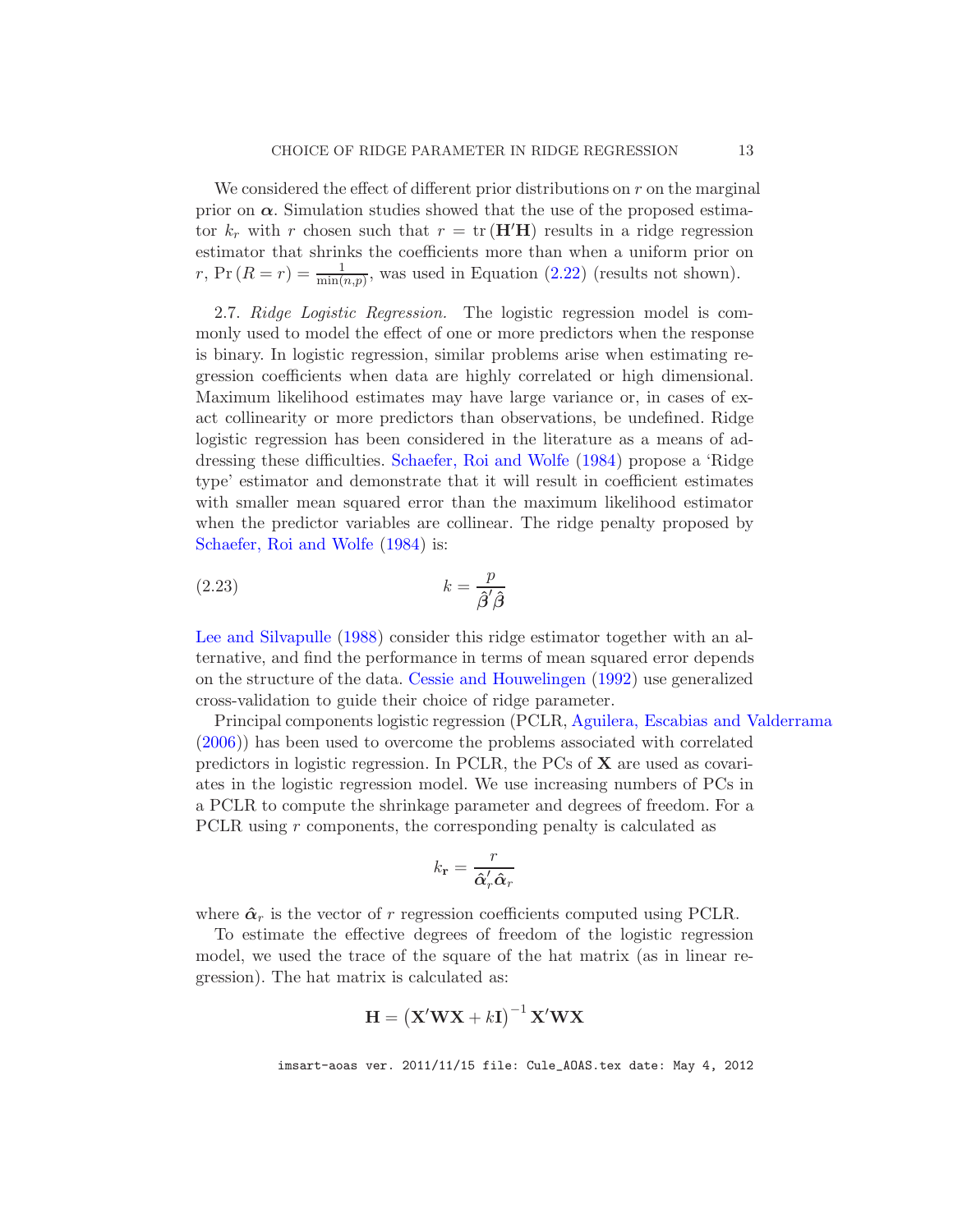We considered the effect of different prior distributions on $r$ on the marginal prior on $\boldsymbol{\alpha}$. Simulation studies showed that the use of the proposed estimator $k_r$ with $r$ chosen such that $r = \operatorname{tr}(\mathbf{H}'\mathbf{H})$ results in a ridge regression estimator that shrinks the coefficients more than when a uniform prior on $r$, $\Pr(R = r) = \frac{1}{\min(n,p)}$, was used in Equation (2.22) (results not shown).

2.7. *Ridge Logistic Regression.* The logistic regression model is commonly used to model the effect of one or more predictors when the response is binary. In logistic regression, similar problems arise when estimating regression coefficients when data are highly correlated or high dimensional. Maximum likelihood estimates may have large variance or, in cases of exact collinearity or more predictors than observations, be undefined. Ridge logistic regression has been considered in the literature as a means of addressing these difficulties. Schaefer, Roi and Wolfe (1984) propose a 'Ridge type' estimator and demonstrate that it will result in coefficient estimates with smaller mean squared error than the maximum likelihood estimator when the predictor variables are collinear. The ridge penalty proposed by Schaefer, Roi and Wolfe (1984) is:

$$k = \frac{p}{\hat{\boldsymbol{\beta}}'\hat{\boldsymbol{\beta}}} \tag{2.23}$$

Lee and Silvapulle (1988) consider this ridge estimator together with an alternative, and find the performance in terms of mean squared error depends on the structure of the data. Cessie and Houwelingen (1992) use generalized cross-validation to guide their choice of ridge parameter.

Principal components logistic regression (PCLR, Aguilera, Escabias and Valderrama (2006)) has been used to overcome the problems associated with correlated predictors in logistic regression. In PCLR, the PCs of $\mathbf{X}$ are used as covariates in the logistic regression model. We use increasing numbers of PCs in a PCLR to compute the shrinkage parameter and degrees of freedom. For a PCLR using $r$ components, the corresponding penalty is calculated as

$$k_{\mathbf{r}} = \frac{r}{\hat{\boldsymbol{\alpha}}_r'\hat{\boldsymbol{\alpha}}_r}$$

where $\hat{\boldsymbol{\alpha}}_r$ is the vector of $r$ regression coefficients computed using PCLR.

To estimate the effective degrees of freedom of the logistic regression model, we used the trace of the square of the hat matrix (as in linear regression). The hat matrix is calculated as:

$$\mathbf{H} = \left(\mathbf{X}'\mathbf{W}\mathbf{X} + k\mathbf{I}\right)^{-1}\mathbf{X}'\mathbf{W}\mathbf{X}$$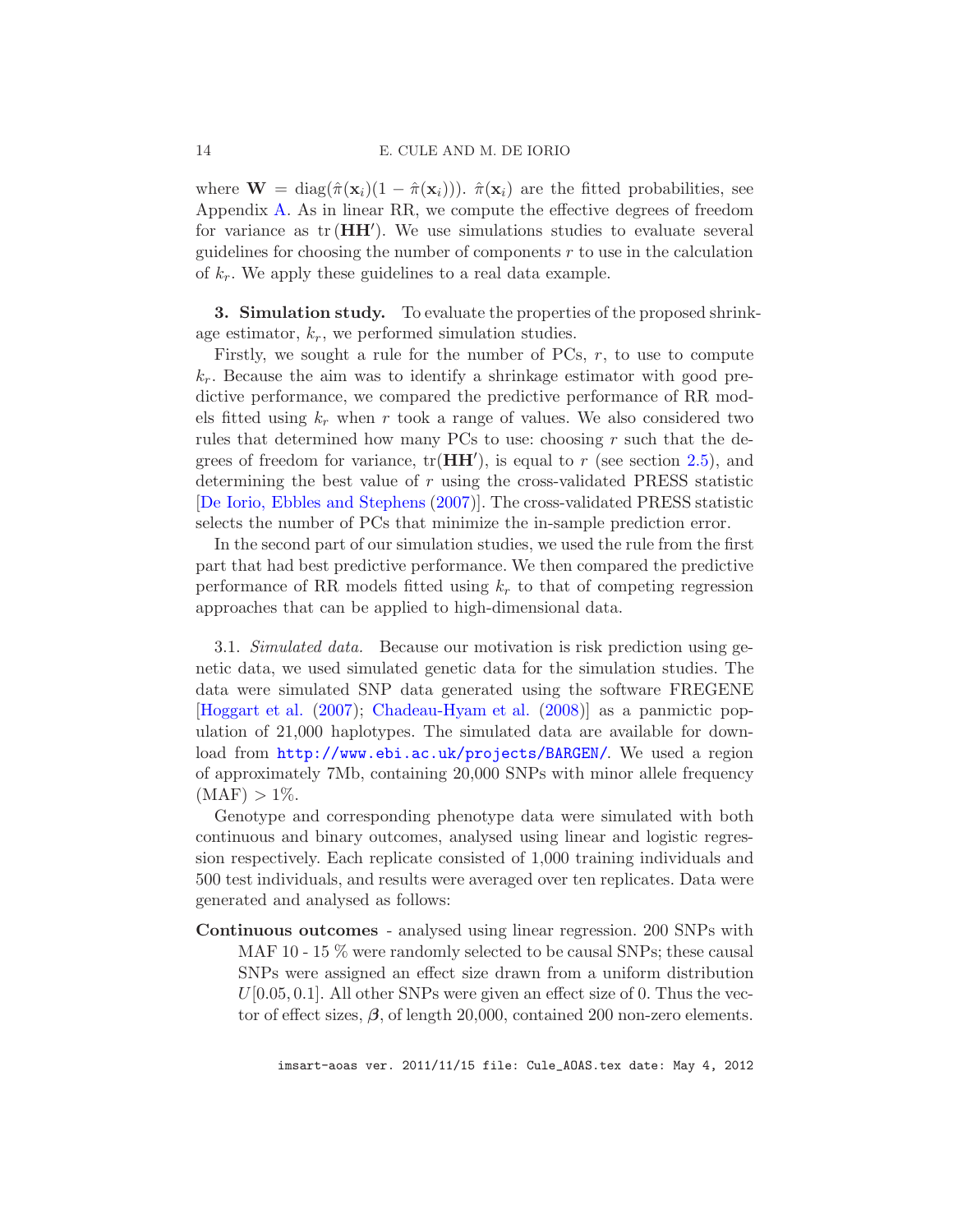where $\mathbf{W} = \text{diag}(\hat{\pi}(\mathbf{x}_i)(1 - \hat{\pi}(\mathbf{x}_i)))$. $\hat{\pi}(\mathbf{x}_i)$ are the fitted probabilities, see Appendix A. As in linear RR, we compute the effective degrees of freedom for variance as $\text{tr}(\mathbf{HH}')$. We use simulations studies to evaluate several guidelines for choosing the number of components $r$ to use in the calculation of $k_r$. We apply these guidelines to a real data example.

## 3. Simulation study.

To evaluate the properties of the proposed shrinkage estimator, $k_r$, we performed simulation studies.

Firstly, we sought a rule for the number of PCs, $r$, to use to compute $k_r$. Because the aim was to identify a shrinkage estimator with good predictive performance, we compared the predictive performance of RR models fitted using $k_r$ when $r$ took a range of values. We also considered two rules that determined how many PCs to use: choosing $r$ such that the degrees of freedom for variance, $\text{tr}(\mathbf{HH}')$, is equal to $r$ (see section 2.5), and determining the best value of $r$ using the cross-validated PRESS statistic [De Iorio, Ebbles and Stephens (2007)]. The cross-validated PRESS statistic selects the number of PCs that minimize the in-sample prediction error.

In the second part of our simulation studies, we used the rule from the first part that had best predictive performance. We then compared the predictive performance of RR models fitted using $k_r$ to that of competing regression approaches that can be applied to high-dimensional data.

### 3.1. *Simulated data.*

Because our motivation is risk prediction using genetic data, we used simulated genetic data for the simulation studies. The data were simulated SNP data generated using the software FREGENE [Hoggart et al. (2007); Chadeau-Hyam et al. (2008)] as a panmictic population of 21,000 haplotypes. The simulated data are available for download from http://www.ebi.ac.uk/projects/BARGEN/. We used a region of approximately 7Mb, containing 20,000 SNPs with minor allele frequency (MAF) $> 1\%$.

Genotype and corresponding phenotype data were simulated with both continuous and binary outcomes, analysed using linear and logistic regression respectively. Each replicate consisted of 1,000 training individuals and 500 test individuals, and results were averaged over ten replicates. Data were generated and analysed as follows:

**Continuous outcomes** - analysed using linear regression. 200 SNPs with MAF 10 - 15 % were randomly selected to be causal SNPs; these causal SNPs were assigned an effect size drawn from a uniform distribution $U[0.05, 0.1]$. All other SNPs were given an effect size of 0. Thus the vector of effect sizes, $\boldsymbol{\beta}$, of length 20,000, contained 200 non-zero elements.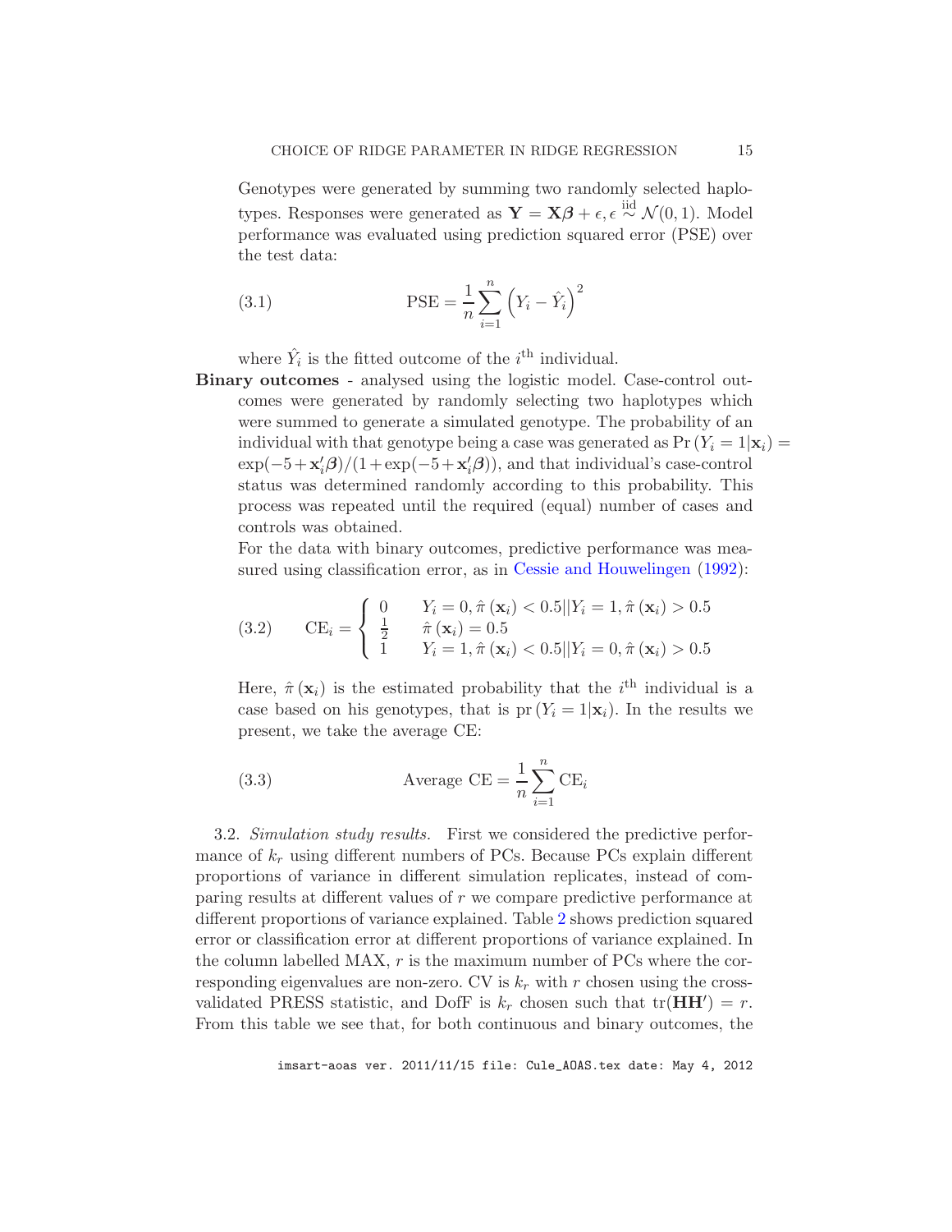Genotypes were generated by summing two randomly selected haplotypes. Responses were generated as $\mathbf{Y} = \mathbf{X}\boldsymbol{\beta} + \epsilon, \epsilon \overset{\text{iid}}{\sim} \mathcal{N}(0,1)$. Model performance was evaluated using prediction squared error (PSE) over the test data:

$$\text{PSE} = \frac{1}{n}\sum_{i=1}^{n}\left(Y_i - \hat{Y}_i\right)^2 \tag{3.1}$$

where $\hat{Y}_i$ is the fitted outcome of the $i^{\text{th}}$ individual.

**Binary outcomes** - analysed using the logistic model. Case-control outcomes were generated by randomly selecting two haplotypes which were summed to generate a simulated genotype. The probability of an individual with that genotype being a case was generated as $\Pr(Y_i = 1|\mathbf{x}_i) = \exp(-5+\mathbf{x}_i'\boldsymbol{\beta})/(1+\exp(-5+\mathbf{x}_i'\boldsymbol{\beta}))$, and that individual's case-control status was determined randomly according to this probability. This process was repeated until the required (equal) number of cases and controls was obtained.

For the data with binary outcomes, predictive performance was measured using classification error, as in Cessie and Houwelingen (1992):

$$\text{CE}_i = \begin{cases} 0 & Y_i = 0, \hat{\pi}(\mathbf{x}_i) < 0.5 || Y_i = 1, \hat{\pi}(\mathbf{x}_i) > 0.5 \\ \frac{1}{2} & \hat{\pi}(\mathbf{x}_i) = 0.5 \\ 1 & Y_i = 1, \hat{\pi}(\mathbf{x}_i) < 0.5 || Y_i = 0, \hat{\pi}(\mathbf{x}_i) > 0.5 \end{cases} \tag{3.2}$$

Here, $\hat{\pi}(\mathbf{x}_i)$ is the estimated probability that the $i^{\text{th}}$ individual is a case based on his genotypes, that is $\text{pr}(Y_i = 1|\mathbf{x}_i)$. In the results we present, we take the average CE:

$$\text{Average CE} = \frac{1}{n}\sum_{i=1}^{n}\text{CE}_i \tag{3.3}$$

3.2. *Simulation study results.* First we considered the predictive performance of $k_r$ using different numbers of PCs. Because PCs explain different proportions of variance in different simulation replicates, instead of comparing results at different values of $r$ we compare predictive performance at different proportions of variance explained. Table 2 shows prediction squared error or classification error at different proportions of variance explained. In the column labelled MAX, $r$ is the maximum number of PCs where the corresponding eigenvalues are non-zero. CV is $k_r$ with $r$ chosen using the cross-validated PRESS statistic, and DofF is $k_r$ chosen such that $\text{tr}(\mathbf{H}\mathbf{H}') = r$. From this table we see that, for both continuous and binary outcomes, the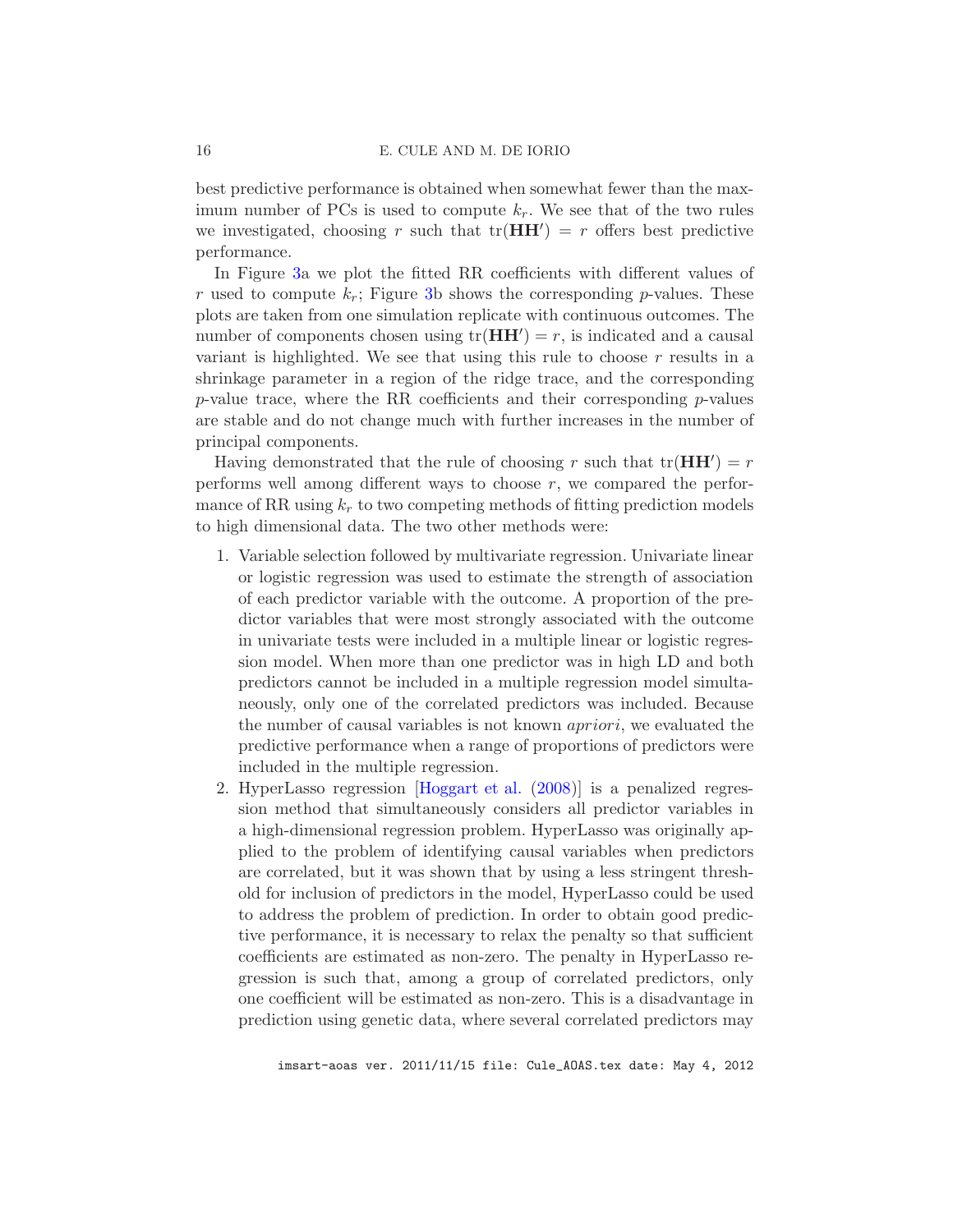best predictive performance is obtained when somewhat fewer than the maximum number of PCs is used to compute $k_r$. We see that of the two rules we investigated, choosing $r$ such that $\text{tr}(\mathbf{HH}') = r$ offers best predictive performance.

In Figure 3a we plot the fitted RR coefficients with different values of $r$ used to compute $k_r$; Figure 3b shows the corresponding $p$-values. These plots are taken from one simulation replicate with continuous outcomes. The number of components chosen using $\text{tr}(\mathbf{HH}') = r$, is indicated and a causal variant is highlighted. We see that using this rule to choose $r$ results in a shrinkage parameter in a region of the ridge trace, and the corresponding $p$-value trace, where the RR coefficients and their corresponding $p$-values are stable and do not change much with further increases in the number of principal components.

Having demonstrated that the rule of choosing $r$ such that $\text{tr}(\mathbf{HH}') = r$ performs well among different ways to choose $r$, we compared the performance of RR using $k_r$ to two competing methods of fitting prediction models to high dimensional data. The two other methods were:

1. Variable selection followed by multivariate regression. Univariate linear or logistic regression was used to estimate the strength of association of each predictor variable with the outcome. A proportion of the predictor variables that were most strongly associated with the outcome in univariate tests were included in a multiple linear or logistic regression model. When more than one predictor was in high LD and both predictors cannot be included in a multiple regression model simultaneously, only one of the correlated predictors was included. Because the number of causal variables is not known *apriori*, we evaluated the predictive performance when a range of proportions of predictors were included in the multiple regression.
2. HyperLasso regression [Hoggart et al. (2008)] is a penalized regression method that simultaneously considers all predictor variables in a high-dimensional regression problem. HyperLasso was originally applied to the problem of identifying causal variables when predictors are correlated, but it was shown that by using a less stringent threshold for inclusion of predictors in the model, HyperLasso could be used to address the problem of prediction. In order to obtain good predictive performance, it is necessary to relax the penalty so that sufficient coefficients are estimated as non-zero. The penalty in HyperLasso regression is such that, among a group of correlated predictors, only one coefficient will be estimated as non-zero. This is a disadvantage in prediction using genetic data, where several correlated predictors may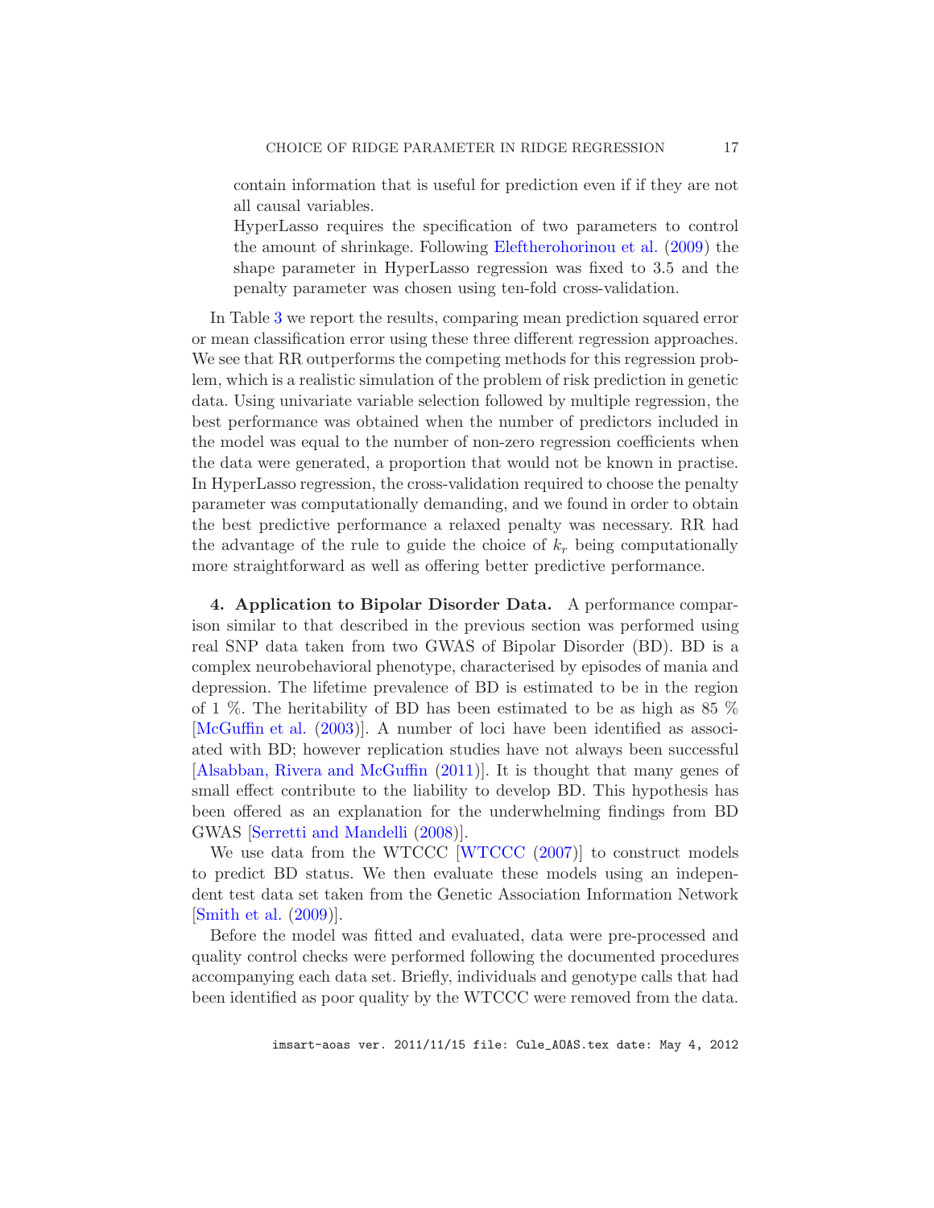contain information that is useful for prediction even if if they are not all causal variables.

HyperLasso requires the specification of two parameters to control the amount of shrinkage. Following Eleftherohorinou et al. (2009) the shape parameter in HyperLasso regression was fixed to 3.5 and the penalty parameter was chosen using ten-fold cross-validation.

In Table 3 we report the results, comparing mean prediction squared error or mean classification error using these three different regression approaches. We see that RR outperforms the competing methods for this regression problem, which is a realistic simulation of the problem of risk prediction in genetic data. Using univariate variable selection followed by multiple regression, the best performance was obtained when the number of predictors included in the model was equal to the number of non-zero regression coefficients when the data were generated, a proportion that would not be known in practise. In HyperLasso regression, the cross-validation required to choose the penalty parameter was computationally demanding, and we found in order to obtain the best predictive performance a relaxed penalty was necessary. RR had the advantage of the rule to guide the choice of $k_r$ being computationally more straightforward as well as offering better predictive performance.

## 4. Application to Bipolar Disorder Data.

A performance comparison similar to that described in the previous section was performed using real SNP data taken from two GWAS of Bipolar Disorder (BD). BD is a complex neurobehavioral phenotype, characterised by episodes of mania and depression. The lifetime prevalence of BD is estimated to be in the region of 1 %. The heritability of BD has been estimated to be as high as 85 % [McGuffin et al. (2003)]. A number of loci have been identified as associated with BD; however replication studies have not always been successful [Alsabban, Rivera and McGuffin (2011)]. It is thought that many genes of small effect contribute to the liability to develop BD. This hypothesis has been offered as an explanation for the underwhelming findings from BD GWAS [Serretti and Mandelli (2008)].

We use data from the WTCCC [WTCCC (2007)] to construct models to predict BD status. We then evaluate these models using an independent test data set taken from the Genetic Association Information Network [Smith et al. (2009)].

Before the model was fitted and evaluated, data were pre-processed and quality control checks were performed following the documented procedures accompanying each data set. Briefly, individuals and genotype calls that had been identified as poor quality by the WTCCC were removed from the data.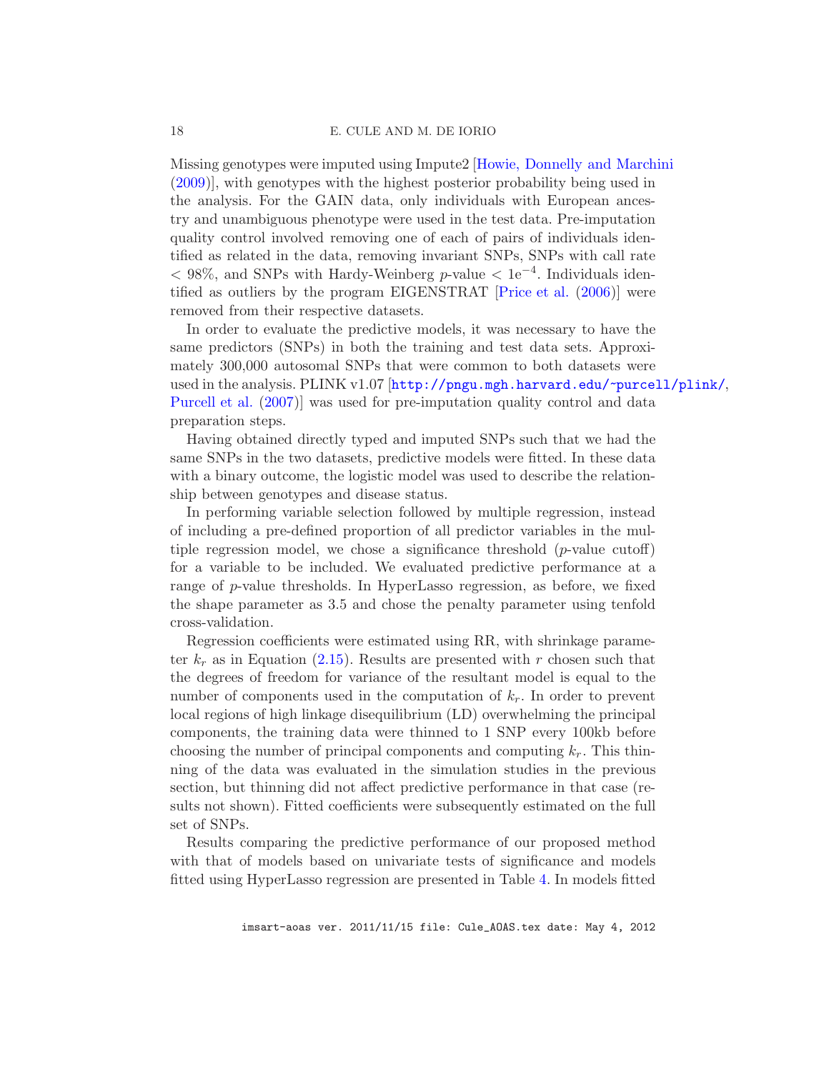Missing genotypes were imputed using Impute2 [Howie, Donnelly and Marchini (2009)], with genotypes with the highest posterior probability being used in the analysis. For the GAIN data, only individuals with European ancestry and unambiguous phenotype were used in the test data. Pre-imputation quality control involved removing one of each of pairs of individuals identified as related in the data, removing invariant SNPs, SNPs with call rate $< 98\%$, and SNPs with Hardy-Weinberg $p$-value $< 1\mathrm{e}^{-4}$. Individuals identified as outliers by the program EIGENSTRAT [Price et al. (2006)] were removed from their respective datasets.

In order to evaluate the predictive models, it was necessary to have the same predictors (SNPs) in both the training and test data sets. Approximately 300,000 autosomal SNPs that were common to both datasets were used in the analysis. PLINK v1.07 [http://pngu.mgh.harvard.edu/~purcell/plink/, Purcell et al. (2007)] was used for pre-imputation quality control and data preparation steps.

Having obtained directly typed and imputed SNPs such that we had the same SNPs in the two datasets, predictive models were fitted. In these data with a binary outcome, the logistic model was used to describe the relationship between genotypes and disease status.

In performing variable selection followed by multiple regression, instead of including a pre-defined proportion of all predictor variables in the multiple regression model, we chose a significance threshold ($p$-value cutoff) for a variable to be included. We evaluated predictive performance at a range of $p$-value thresholds. In HyperLasso regression, as before, we fixed the shape parameter as 3.5 and chose the penalty parameter using tenfold cross-validation.

Regression coefficients were estimated using RR, with shrinkage parameter $k_r$ as in Equation (2.15). Results are presented with $r$ chosen such that the degrees of freedom for variance of the resultant model is equal to the number of components used in the computation of $k_r$. In order to prevent local regions of high linkage disequilibrium (LD) overwhelming the principal components, the training data were thinned to 1 SNP every 100kb before choosing the number of principal components and computing $k_r$. This thinning of the data was evaluated in the simulation studies in the previous section, but thinning did not affect predictive performance in that case (results not shown). Fitted coefficients were subsequently estimated on the full set of SNPs.

Results comparing the predictive performance of our proposed method with that of models based on univariate tests of significance and models fitted using HyperLasso regression are presented in Table 4. In models fitted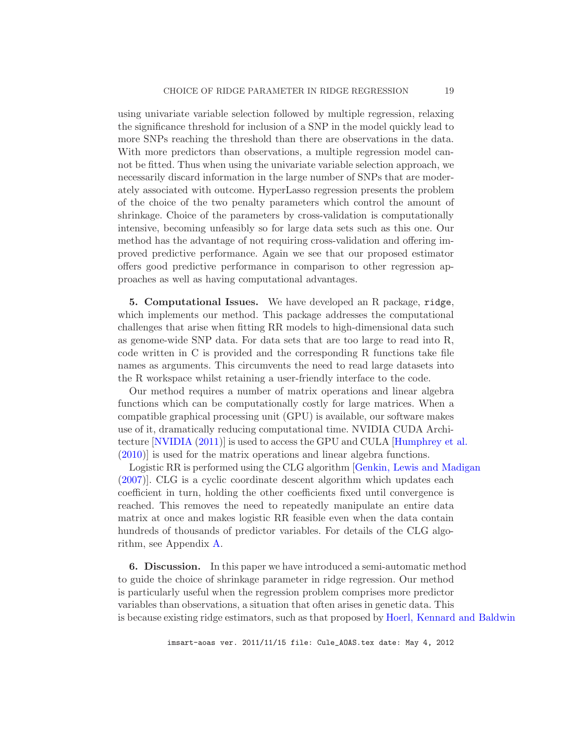using univariate variable selection followed by multiple regression, relaxing the significance threshold for inclusion of a SNP in the model quickly lead to more SNPs reaching the threshold than there are observations in the data. With more predictors than observations, a multiple regression model cannot be fitted. Thus when using the univariate variable selection approach, we necessarily discard information in the large number of SNPs that are moderately associated with outcome. HyperLasso regression presents the problem of the choice of the two penalty parameters which control the amount of shrinkage. Choice of the parameters by cross-validation is computationally intensive, becoming unfeasibly so for large data sets such as this one. Our method has the advantage of not requiring cross-validation and offering improved predictive performance. Again we see that our proposed estimator offers good predictive performance in comparison to other regression approaches as well as having computational advantages.

## 5. Computational Issues.

We have developed an R package, `ridge`, which implements our method. This package addresses the computational challenges that arise when fitting RR models to high-dimensional data such as genome-wide SNP data. For data sets that are too large to read into R, code written in C is provided and the corresponding R functions take file names as arguments. This circumvents the need to read large datasets into the R workspace whilst retaining a user-friendly interface to the code.

Our method requires a number of matrix operations and linear algebra functions which can be computationally costly for large matrices. When a compatible graphical processing unit (GPU) is available, our software makes use of it, dramatically reducing computational time. NVIDIA CUDA Architecture [NVIDIA (2011)] is used to access the GPU and CULA [Humphrey et al. (2010)] is used for the matrix operations and linear algebra functions.

Logistic RR is performed using the CLG algorithm [Genkin, Lewis and Madigan (2007)]. CLG is a cyclic coordinate descent algorithm which updates each coefficient in turn, holding the other coefficients fixed until convergence is reached. This removes the need to repeatedly manipulate an entire data matrix at once and makes logistic RR feasible even when the data contain hundreds of thousands of predictor variables. For details of the CLG algorithm, see Appendix A.

## 6. Discussion.

In this paper we have introduced a semi-automatic method to guide the choice of shrinkage parameter in ridge regression. Our method is particularly useful when the regression problem comprises more predictor variables than observations, a situation that often arises in genetic data. This is because existing ridge estimators, such as that proposed by Hoerl, Kennard and Baldwin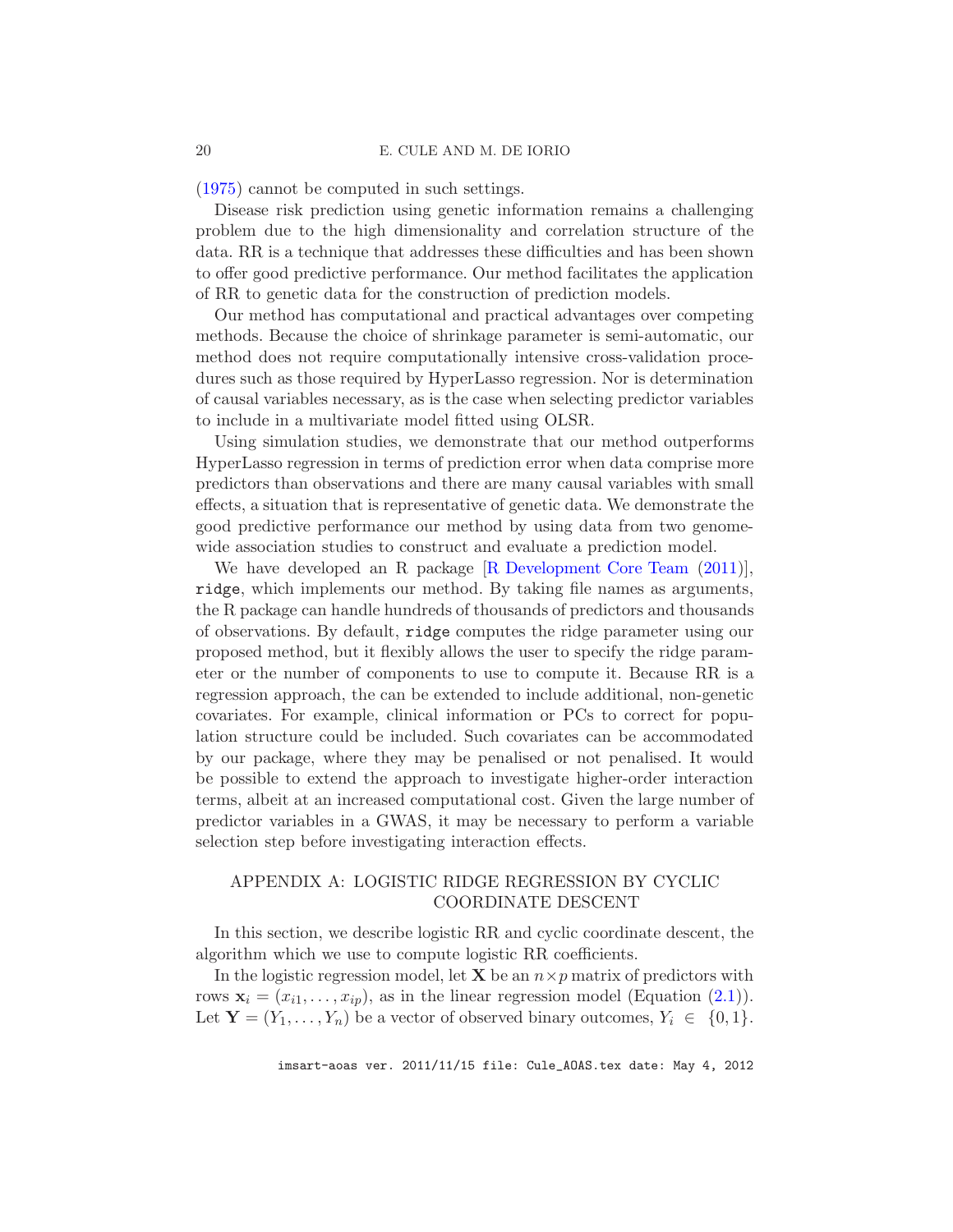(1975) cannot be computed in such settings.

Disease risk prediction using genetic information remains a challenging problem due to the high dimensionality and correlation structure of the data. RR is a technique that addresses these difficulties and has been shown to offer good predictive performance. Our method facilitates the application of RR to genetic data for the construction of prediction models.

Our method has computational and practical advantages over competing methods. Because the choice of shrinkage parameter is semi-automatic, our method does not require computationally intensive cross-validation procedures such as those required by HyperLasso regression. Nor is determination of causal variables necessary, as is the case when selecting predictor variables to include in a multivariate model fitted using OLSR.

Using simulation studies, we demonstrate that our method outperforms HyperLasso regression in terms of prediction error when data comprise more predictors than observations and there are many causal variables with small effects, a situation that is representative of genetic data. We demonstrate the good predictive performance our method by using data from two genome-wide association studies to construct and evaluate a prediction model.

We have developed an R package [R Development Core Team (2011)], `ridge`, which implements our method. By taking file names as arguments, the R package can handle hundreds of thousands of predictors and thousands of observations. By default, `ridge` computes the ridge parameter using our proposed method, but it flexibly allows the user to specify the ridge parameter or the number of components to use to compute it. Because RR is a regression approach, the can be extended to include additional, non-genetic covariates. For example, clinical information or PCs to correct for population structure could be included. Such covariates can be accommodated by our package, where they may be penalised or not penalised. It would be possible to extend the approach to investigate higher-order interaction terms, albeit at an increased computational cost. Given the large number of predictor variables in a GWAS, it may be necessary to perform a variable selection step before investigating interaction effects.

## APPENDIX A: LOGISTIC RIDGE REGRESSION BY CYCLIC COORDINATE DESCENT

In this section, we describe logistic RR and cyclic coordinate descent, the algorithm which we use to compute logistic RR coefficients.

In the logistic regression model, let $\mathbf{X}$ be an $n \times p$ matrix of predictors with rows $\mathbf{x}_i = (x_{i1}, \ldots, x_{ip})$, as in the linear regression model (Equation (2.1)). Let $\mathbf{Y} = (Y_1, \ldots, Y_n)$ be a vector of observed binary outcomes, $Y_i \in \{0, 1\}$.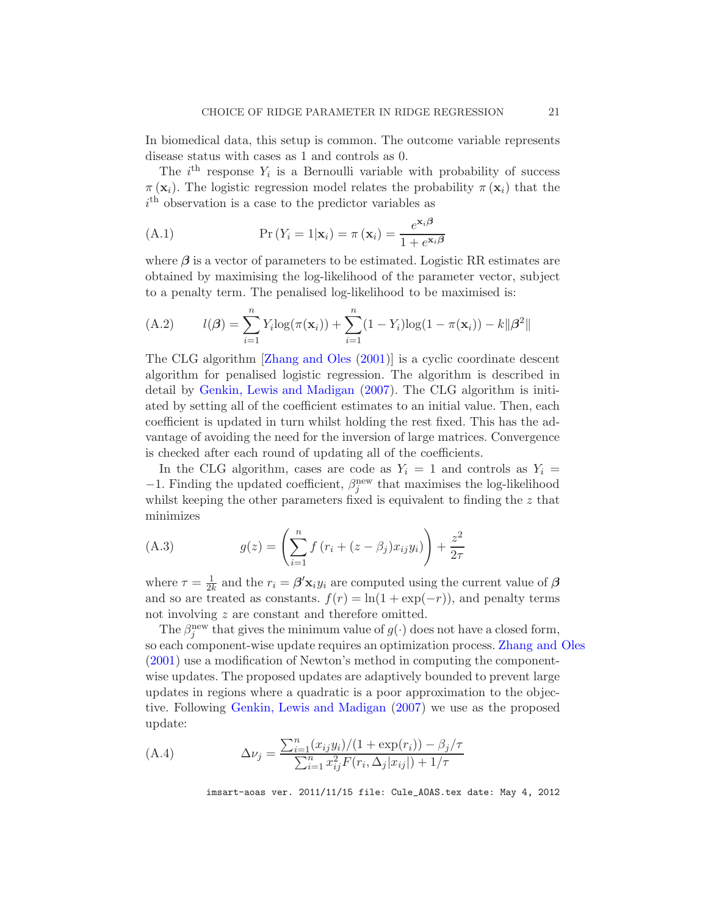In biomedical data, this setup is common. The outcome variable represents disease status with cases as 1 and controls as 0.

The $i^{\text{th}}$ response $Y_i$ is a Bernoulli variable with probability of success $\pi(\mathbf{x}_i)$. The logistic regression model relates the probability $\pi(\mathbf{x}_i)$ that the $i^{\text{th}}$ observation is a case to the predictor variables as

$$\Pr(Y_i = 1|\mathbf{x}_i) = \pi(\mathbf{x}_i) = \frac{e^{\mathbf{x}_i\boldsymbol{\beta}}}{1 + e^{\mathbf{x}_i\boldsymbol{\beta}}} \tag{A.1}$$

where $\boldsymbol{\beta}$ is a vector of parameters to be estimated. Logistic RR estimates are obtained by maximising the log-likelihood of the parameter vector, subject to a penalty term. The penalised log-likelihood to be maximised is:

$$l(\boldsymbol{\beta}) = \sum_{i=1}^{n} Y_i \log(\pi(\mathbf{x}_i)) + \sum_{i=1}^{n}(1 - Y_i)\log(1 - \pi(\mathbf{x}_i)) - k\|\boldsymbol{\beta}^2\| \tag{A.2}$$

The CLG algorithm [Zhang and Oles (2001)] is a cyclic coordinate descent algorithm for penalised logistic regression. The algorithm is described in detail by Genkin, Lewis and Madigan (2007). The CLG algorithm is initiated by setting all of the coefficient estimates to an initial value. Then, each coefficient is updated in turn whilst holding the rest fixed. This has the advantage of avoiding the need for the inversion of large matrices. Convergence is checked after each round of updating all of the coefficients.

In the CLG algorithm, cases are code as $Y_i = 1$ and controls as $Y_i = -1$. Finding the updated coefficient, $\beta_j^{\text{new}}$ that maximises the log-likelihood whilst keeping the other parameters fixed is equivalent to finding the $z$ that minimizes

$$g(z) = \left(\sum_{i=1}^{n} f\left(r_i + (z - \beta_j)x_{ij}y_i\right)\right) + \frac{z^2}{2\tau} \tag{A.3}$$

where $\tau = \frac{1}{2k}$ and the $r_i = \boldsymbol{\beta}'\mathbf{x}_i y_i$ are computed using the current value of $\boldsymbol{\beta}$ and so are treated as constants. $f(r) = \ln(1 + \exp(-r))$, and penalty terms not involving $z$ are constant and therefore omitted.

The $\beta_j^{\text{new}}$ that gives the minimum value of $g(\cdot)$ does not have a closed form, so each component-wise update requires an optimization process. Zhang and Oles (2001) use a modification of Newton's method in computing the component-wise updates. The proposed updates are adaptively bounded to prevent large updates in regions where a quadratic is a poor approximation to the objective. Following Genkin, Lewis and Madigan (2007) we use as the proposed update:

$$\Delta\nu_j = \frac{\sum_{i=1}^{n}(x_{ij}y_i)/(1 + \exp(r_i)) - \beta_j/\tau}{\sum_{i=1}^{n} x_{ij}^2 F(r_i, \Delta_j|x_{ij}|) + 1/\tau} \tag{A.4}$$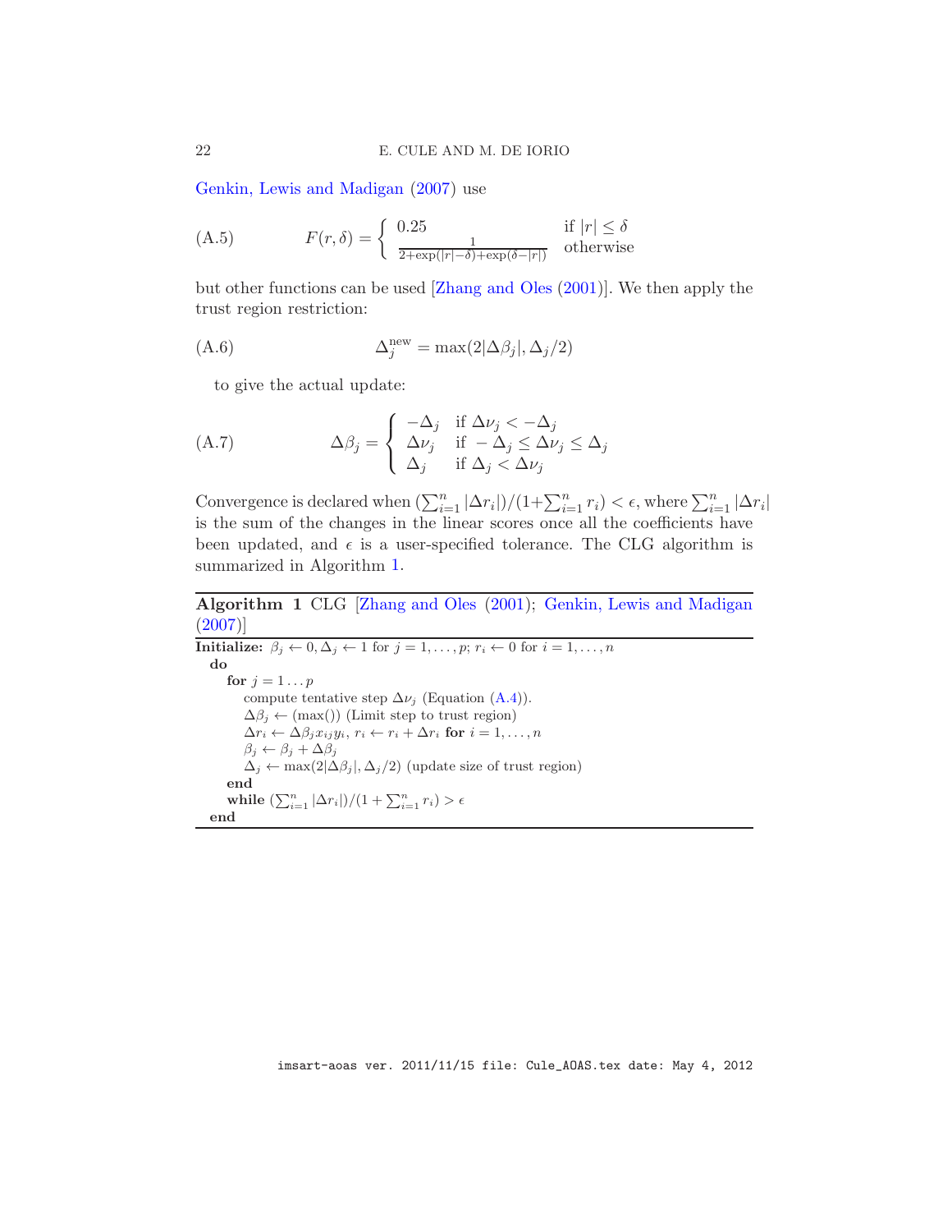Genkin, Lewis and Madigan (2007) use

$$F(r,\delta) = \begin{cases} 0.25 & \text{if } |r| \leq \delta \\ \frac{1}{2+\exp(|r|-\delta)+\exp(\delta-|r|)} & \text{otherwise} \end{cases} \tag{A.5}$$

but other functions can be used [Zhang and Oles (2001)]. We then apply the trust region restriction:

$$\Delta_j^{\text{new}} = \max(2|\Delta\beta_j|, \Delta_j/2) \tag{A.6}$$

to give the actual update:

$$\Delta\beta_j = \begin{cases} -\Delta_j & \text{if } \Delta\nu_j < -\Delta_j \\ \Delta\nu_j & \text{if } -\Delta_j \leq \Delta\nu_j \leq \Delta_j \\ \Delta_j & \text{if } \Delta_j < \Delta\nu_j \end{cases} \tag{A.7}$$

Convergence is declared when $(\sum_{i=1}^{n} |\Delta r_i|)/(1+\sum_{i=1}^{n} r_i) < \epsilon$, where $\sum_{i=1}^{n} |\Delta r_i|$ is the sum of the changes in the linear scores once all the coefficients have been updated, and $\epsilon$ is a user-specified tolerance. The CLG algorithm is summarized in Algorithm 1.

**Algorithm 1** CLG [Zhang and Oles (2001); Genkin, Lewis and Madigan (2007)]

**Initialize:** $\beta_j \leftarrow 0, \Delta_j \leftarrow 1$ for $j = 1, \ldots, p$; $r_i \leftarrow 0$ for $i = 1, \ldots, n$

- **do**
  - **for** $j = 1 \ldots p$
    - compute tentative step $\Delta\nu_j$ (Equation (A.4)).
    - $\Delta\beta_j \leftarrow$ (max()) (Limit step to trust region)
    - $\Delta r_i \leftarrow \Delta\beta_j x_{ij} y_i$, $r_i \leftarrow r_i + \Delta r_i$ **for** $i = 1, \ldots, n$
    - $\beta_j \leftarrow \beta_j + \Delta\beta_j$
    - $\Delta_j \leftarrow \max(2|\Delta\beta_j|, \Delta_j/2)$ (update size of trust region)
  - **end**
  - **while** $(\sum_{i=1}^{n} |\Delta r_i|)/(1 + \sum_{i=1}^{n} r_i) > \epsilon$
- **end**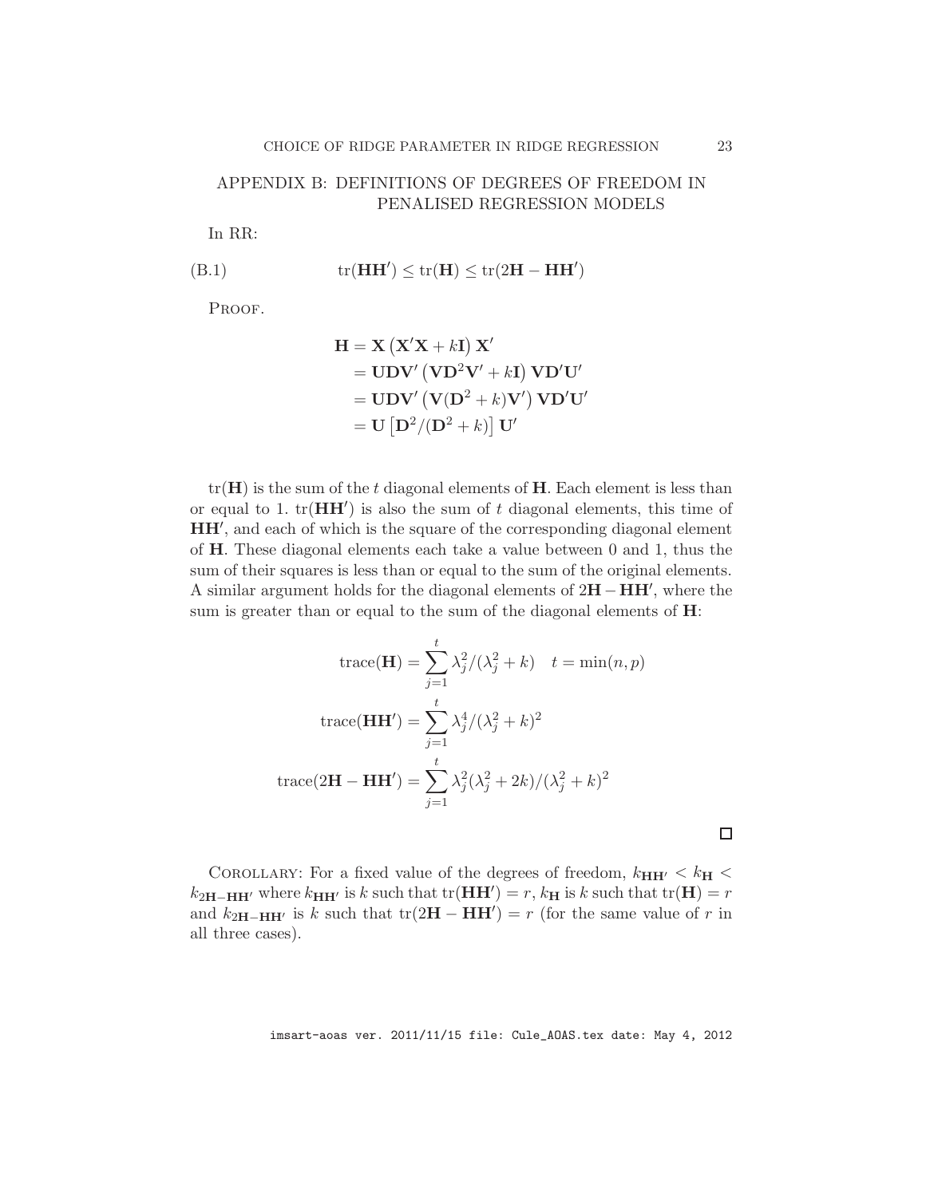## APPENDIX B: DEFINITIONS OF DEGREES OF FREEDOM IN PENALISED REGRESSION MODELS

In RR:

$$\operatorname{tr}(\mathbf{H}\mathbf{H}') \leq \operatorname{tr}(\mathbf{H}) \leq \operatorname{tr}(2\mathbf{H} - \mathbf{H}\mathbf{H}') \tag{B.1}$$

PROOF.

$$\begin{aligned}
\mathbf{H} &= \mathbf{X}\left(\mathbf{X}'\mathbf{X} + k\mathbf{I}\right)\mathbf{X}' \\
&= \mathbf{U}\mathbf{D}\mathbf{V}'\left(\mathbf{V}\mathbf{D}^2\mathbf{V}' + k\mathbf{I}\right)\mathbf{V}\mathbf{D}'\mathbf{U}' \\
&= \mathbf{U}\mathbf{D}\mathbf{V}'\left(\mathbf{V}(\mathbf{D}^2 + k)\mathbf{V}'\right)\mathbf{V}\mathbf{D}'\mathbf{U}' \\
&= \mathbf{U}\left[\mathbf{D}^2/(\mathbf{D}^2 + k)\right]\mathbf{U}'
\end{aligned}$$

$\operatorname{tr}(\mathbf{H})$ is the sum of the $t$ diagonal elements of $\mathbf{H}$. Each element is less than or equal to 1. $\operatorname{tr}(\mathbf{H}\mathbf{H}')$ is also the sum of $t$ diagonal elements, this time of $\mathbf{H}\mathbf{H}'$, and each of which is the square of the corresponding diagonal element of $\mathbf{H}$. These diagonal elements each take a value between 0 and 1, thus the sum of their squares is less than or equal to the sum of the original elements. A similar argument holds for the diagonal elements of $2\mathbf{H} - \mathbf{H}\mathbf{H}'$, where the sum is greater than or equal to the sum of the diagonal elements of $\mathbf{H}$:

$$\begin{aligned}
\operatorname{trace}(\mathbf{H}) &= \sum_{j=1}^{t} \lambda_j^2/(\lambda_j^2 + k) \quad t = \min(n, p) \\
\operatorname{trace}(\mathbf{H}\mathbf{H}') &= \sum_{j=1}^{t} \lambda_j^4/(\lambda_j^2 + k)^2 \\
\operatorname{trace}(2\mathbf{H} - \mathbf{H}\mathbf{H}') &= \sum_{j=1}^{t} \lambda_j^2(\lambda_j^2 + 2k)/(\lambda_j^2 + k)^2
\end{aligned}$$

□

COROLLARY: For a fixed value of the degrees of freedom, $k_{\mathbf{H}\mathbf{H}'} < k_{\mathbf{H}} < k_{2\mathbf{H}-\mathbf{H}\mathbf{H}'}$ where $k_{\mathbf{H}\mathbf{H}'}$ is $k$ such that $\operatorname{tr}(\mathbf{H}\mathbf{H}') = r$, $k_{\mathbf{H}}$ is $k$ such that $\operatorname{tr}(\mathbf{H}) = r$ and $k_{2\mathbf{H}-\mathbf{H}\mathbf{H}'}$ is $k$ such that $\operatorname{tr}(2\mathbf{H} - \mathbf{H}\mathbf{H}') = r$ (for the same value of $r$ in all three cases).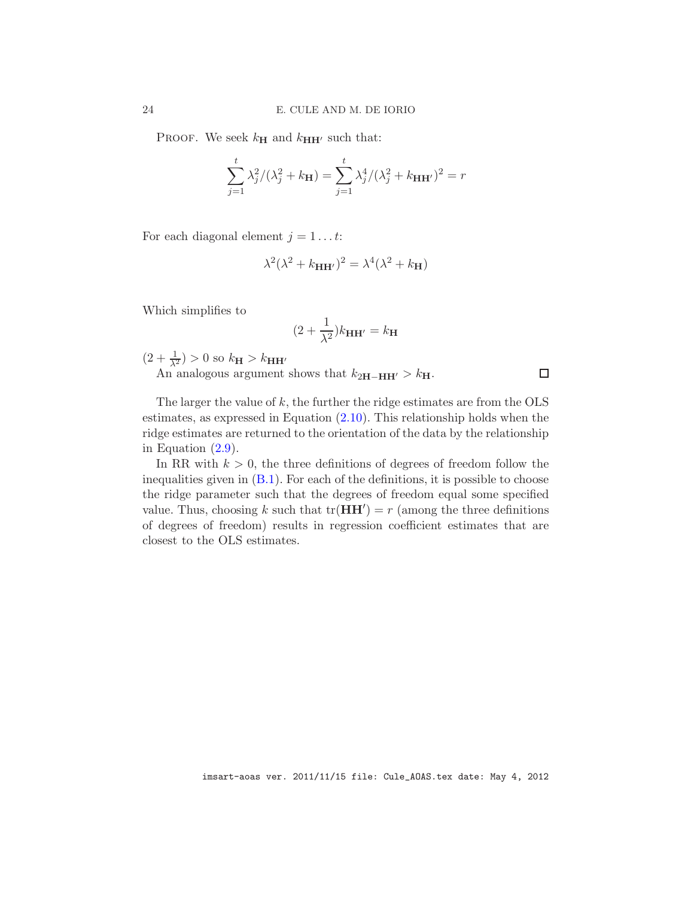PROOF. We seek $k_{\mathbf{H}}$ and $k_{\mathbf{HH}'}$ such that:

$$\sum_{j=1}^{t} \lambda_j^2/(\lambda_j^2 + k_{\mathbf{H}}) = \sum_{j=1}^{t} \lambda_j^4/(\lambda_j^2 + k_{\mathbf{HH}'})^2 = r$$

For each diagonal element $j = 1 \ldots t$:

$$\lambda^2(\lambda^2 + k_{\mathbf{HH}'})^2 = \lambda^4(\lambda^2 + k_{\mathbf{H}})$$

Which simplifies to

$$(2 + \frac{1}{\lambda^2})k_{\mathbf{HH}'} = k_{\mathbf{H}}$$

$(2 + \frac{1}{\lambda^2}) > 0$ so $k_{\mathbf{H}} > k_{\mathbf{HH}'}$

An analogous argument shows that $k_{2\mathbf{H}-\mathbf{HH}'} > k_{\mathbf{H}}$. □

The larger the value of $k$, the further the ridge estimates are from the OLS estimates, as expressed in Equation (2.10). This relationship holds when the ridge estimates are returned to the orientation of the data by the relationship in Equation (2.9).

In RR with $k > 0$, the three definitions of degrees of freedom follow the inequalities given in (B.1). For each of the definitions, it is possible to choose the ridge parameter such that the degrees of freedom equal some specified value. Thus, choosing $k$ such that $\text{tr}(\mathbf{HH}') = r$ (among the three definitions of degrees of freedom) results in regression coefficient estimates that are closest to the OLS estimates.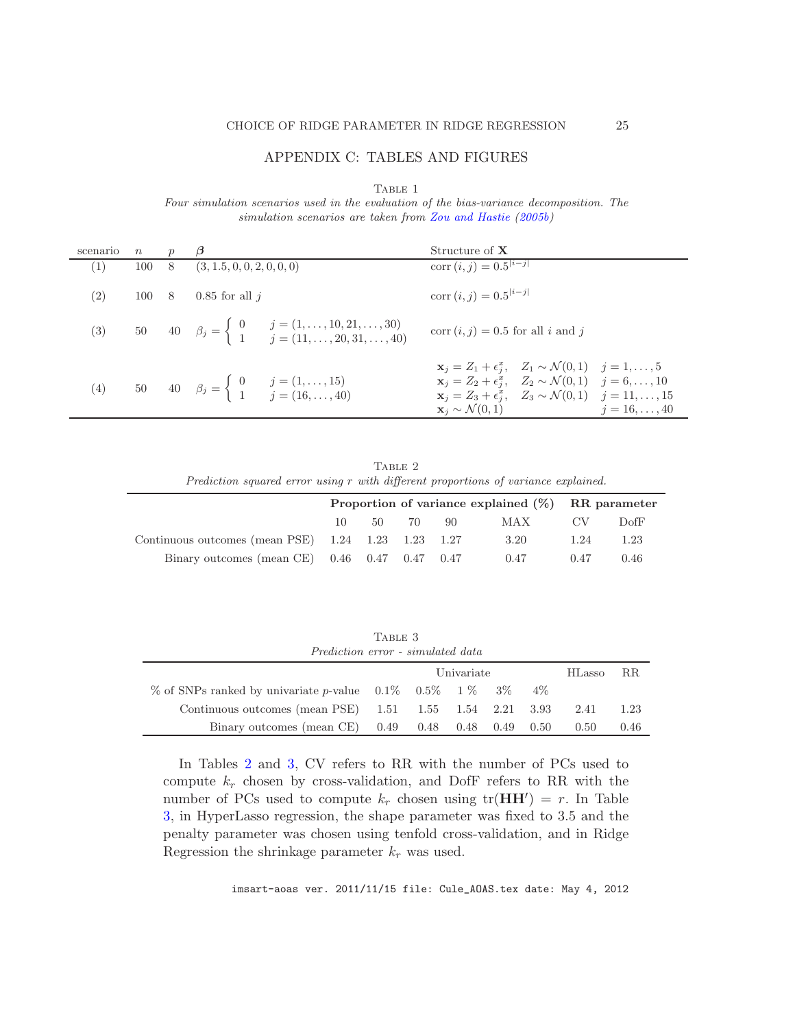## APPENDIX C: TABLES AND FIGURES

TABLE 1
*Four simulation scenarios used in the evaluation of the bias-variance decomposition. The simulation scenarios are taken from Zou and Hastie (2005b)*

| scenario | $n$ | $p$ | $\boldsymbol{\beta}$ | Structure of $\mathbf{X}$ |
|---|---|---|---|---|
| (1) | 100 | 8 | $(3, 1.5, 0, 0, 2, 0, 0, 0)$ | $\text{corr}\,(i,j) = 0.5^{\|i-j\|}$ |
| (2) | 100 | 8 | 0.85 for all $j$ | $\text{corr}\,(i,j) = 0.5^{\|i-j\|}$ |
| (3) | 50 | 40 | $\beta_j = \begin{cases} 0 & j = (1,\ldots,10,21,\ldots,30) \\ 1 & j = (11,\ldots,20,31,\ldots,40) \end{cases}$ | $\text{corr}\,(i,j) = 0.5$ for all $i$ and $j$ |
| (4) | 50 | 40 | $\beta_j = \begin{cases} 0 & j = (1,\ldots,15) \\ 1 & j = (16,\ldots,40) \end{cases}$ | $\mathbf{x}_j = Z_1 + \epsilon_j^x, \quad Z_1 \sim \mathcal{N}(0,1) \quad j = 1,\ldots,5$ <br> $\mathbf{x}_j = Z_2 + \epsilon_j^x, \quad Z_2 \sim \mathcal{N}(0,1) \quad j = 6,\ldots,10$ <br> $\mathbf{x}_j = Z_3 + \epsilon_j^x, \quad Z_3 \sim \mathcal{N}(0,1) \quad j = 11,\ldots,15$ <br> $\mathbf{x}_j \sim \mathcal{N}(0,1) \quad j = 16,\ldots,40$ |

TABLE 2
*Prediction squared error using $r$ with different proportions of variance explained.*

| | **Proportion of variance explained (%)** | | | | | **RR parameter** | |
|---|---|---|---|---|---|---|---|
| | 10 | 50 | 70 | 90 | MAX | CV | DofF |
| Continuous outcomes (mean PSE) | 1.24 | 1.23 | 1.23 | 1.27 | 3.20 | 1.24 | 1.23 |
| Binary outcomes (mean CE) | 0.46 | 0.47 | 0.47 | 0.47 | 0.47 | 0.47 | 0.46 |

TABLE 3
*Prediction error - simulated data*

| | Univariate | | | | | HLasso | RR |
|---|---|---|---|---|---|---|---|
| % of SNPs ranked by univariate $p$-value | 0.1% | 0.5% | 1 % | 3% | 4% | | |
| Continuous outcomes (mean PSE) | 1.51 | 1.55 | 1.54 | 2.21 | 3.93 | 2.41 | 1.23 |
| Binary outcomes (mean CE) | 0.49 | 0.48 | 0.48 | 0.49 | 0.50 | 0.50 | 0.46 |

In Tables 2 and 3, CV refers to RR with the number of PCs used to compute $k_r$ chosen by cross-validation, and DofF refers to RR with the number of PCs used to compute $k_r$ chosen using $\text{tr}(\mathbf{HH}') = r$. In Table 3, in HyperLasso regression, the shape parameter was fixed to 3.5 and the penalty parameter was chosen using tenfold cross-validation, and in Ridge Regression the shrinkage parameter $k_r$ was used.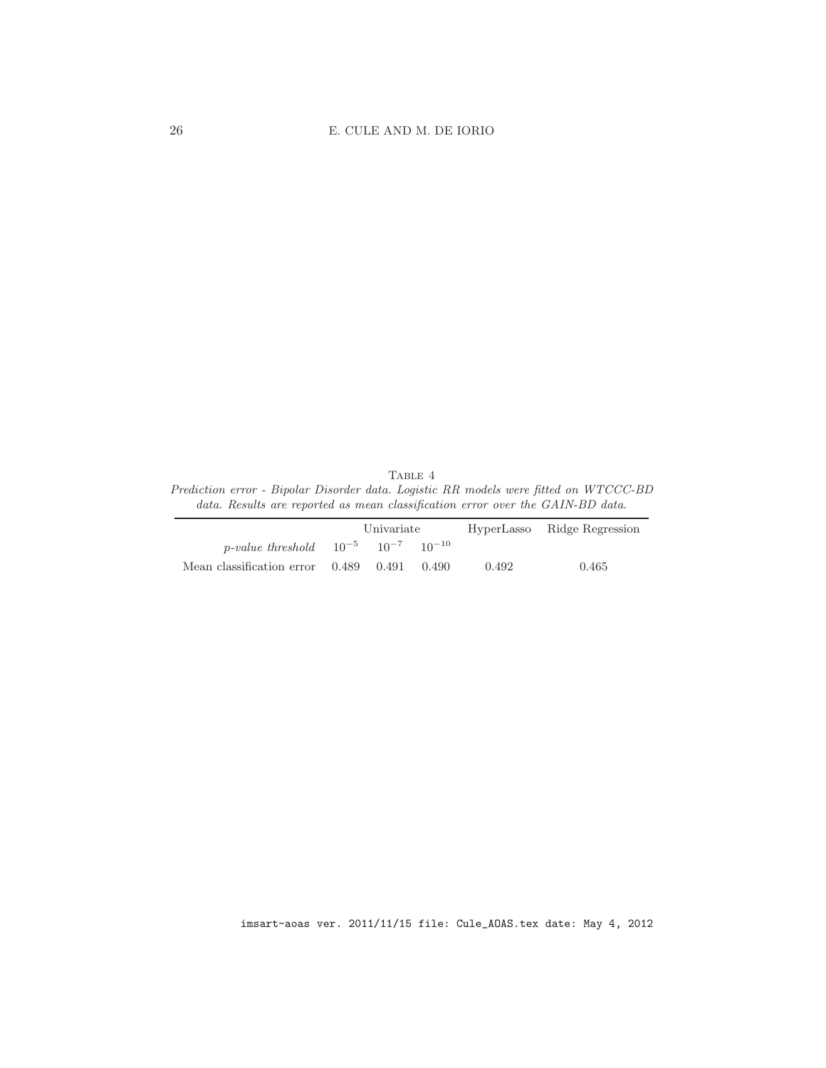Table 4
*Prediction error - Bipolar Disorder data. Logistic RR models were fitted on WTCCC-BD data. Results are reported as mean classification error over the GAIN-BD data.*

| | Univariate | | | HyperLasso | Ridge Regression |
|---|---|---|---|---|---|
| *p-value threshold* | $10^{-5}$ | $10^{-7}$ | $10^{-10}$ | | |
| Mean classification error | 0.489 | 0.491 | 0.490 | 0.492 | 0.465 |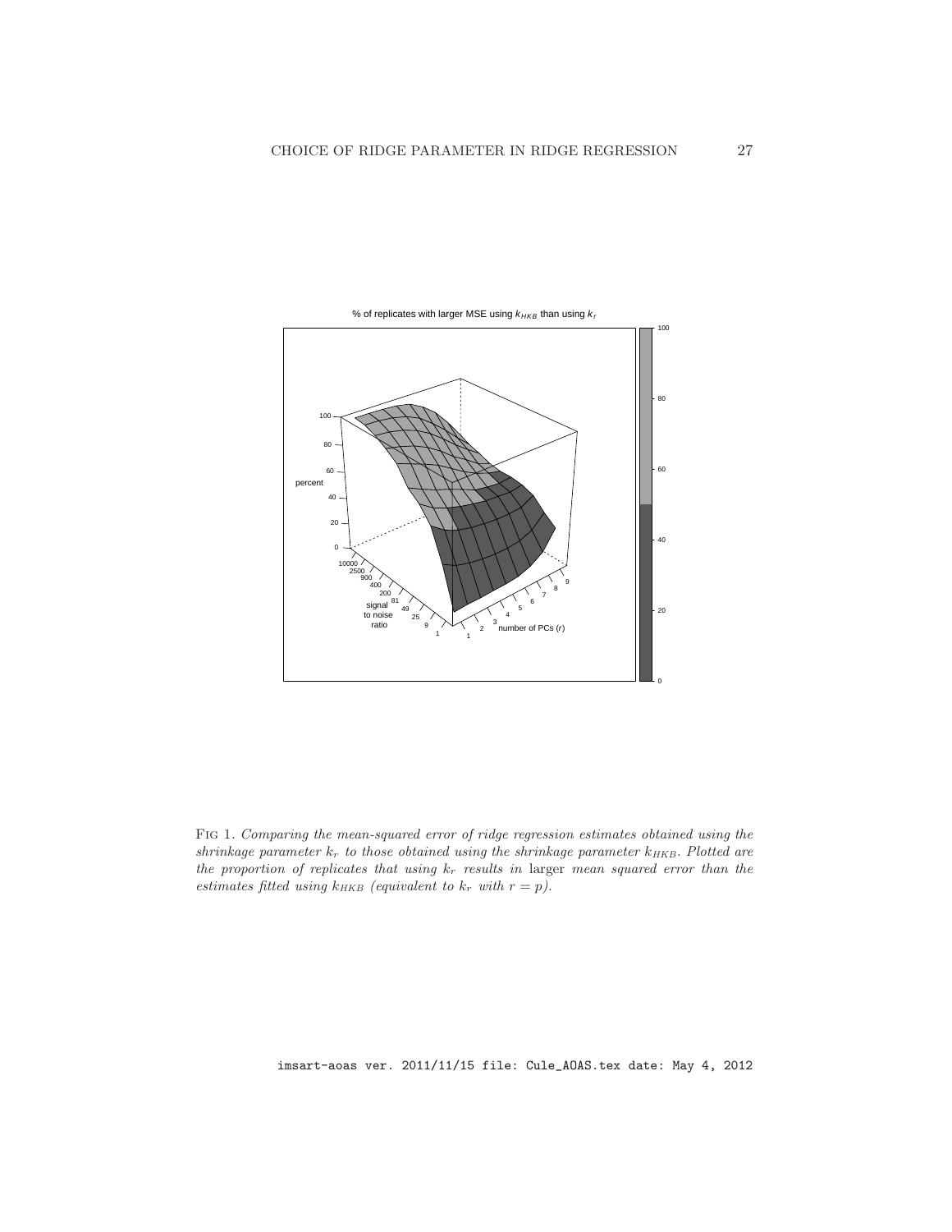% of replicates with larger MSE using $k_{HKB}$ than using $k_r$

100
80
60
percent
40
20
0

10000
2500
900
400
200
81
signal to noise ratio
49
25
9
1

1
2
3
4
5
6
7
8
9
number of PCs ($r$)

100
80
60
40
20
0

Fig 1. *Comparing the mean-squared error of ridge regression estimates obtained using the shrinkage parameter $k_r$ to those obtained using the shrinkage parameter $k_{HKB}$. Plotted are the proportion of replicates that using $k_r$ results in* larger *mean squared error than the estimates fitted using $k_{HKB}$ (equivalent to $k_r$ with $r = p$).*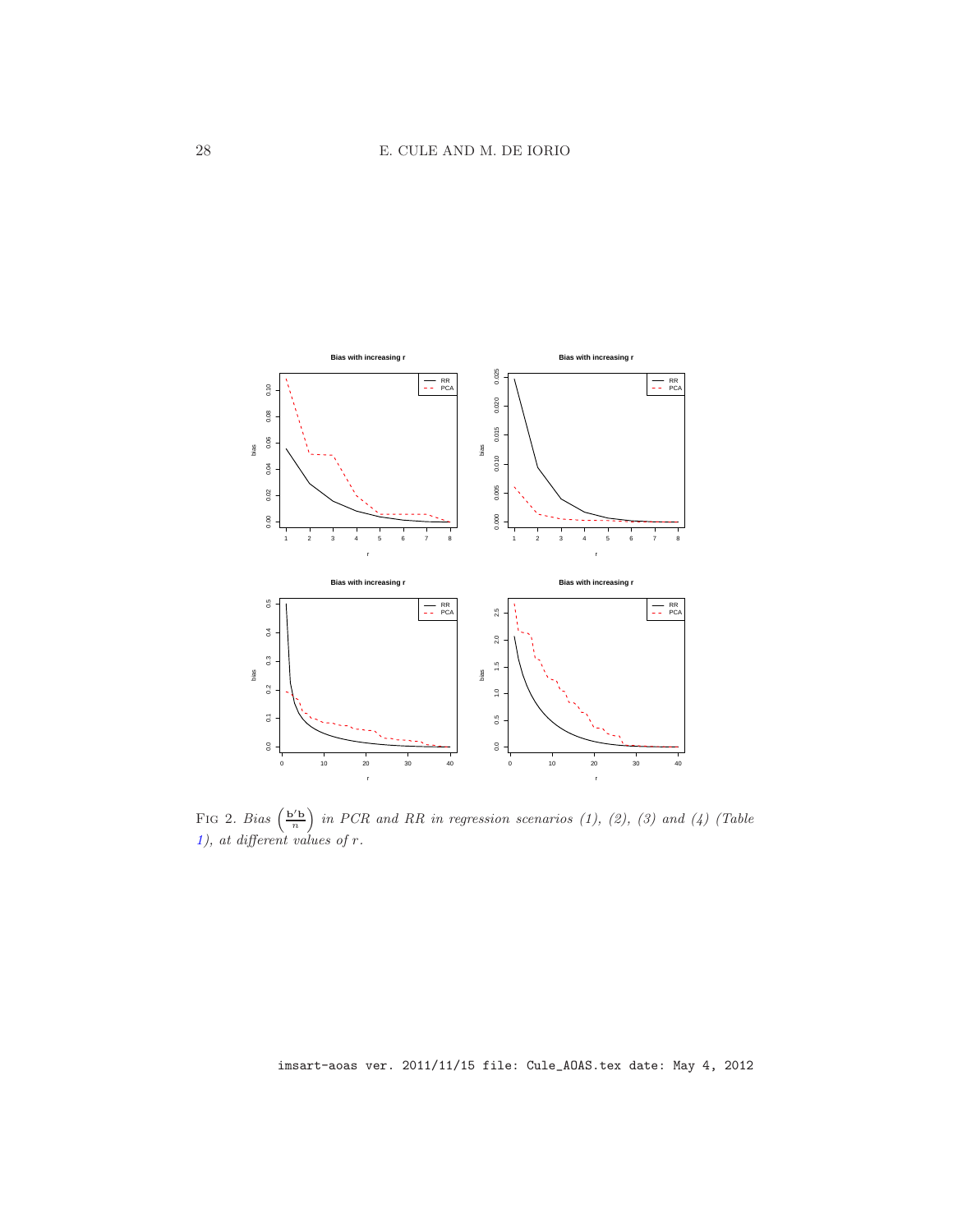Bias with increasing r

bias

r

RR
PCA

0.00 0.02 0.04 0.06 0.08 0.10

1 2 3 4 5 6 7 8

Bias with increasing r

bias

r

RR
PCA

0.000 0.005 0.010 0.015 0.020 0.025

1 2 3 4 5 6 7 8

Bias with increasing r

bias

r

RR
PCA

0.0 0.1 0.2 0.3 0.4 0.5

0 10 20 30 40

Bias with increasing r

bias

r

RR
PCA

0.0 0.5 1.0 1.5 2.0 2.5

0 10 20 30 40

FIG 2. *Bias* $\left(\frac{\mathbf{b}'\mathbf{b}}{n}\right)$ *in PCR and RR in regression scenarios (1), (2), (3) and (4) (Table 1), at different values of* $r$.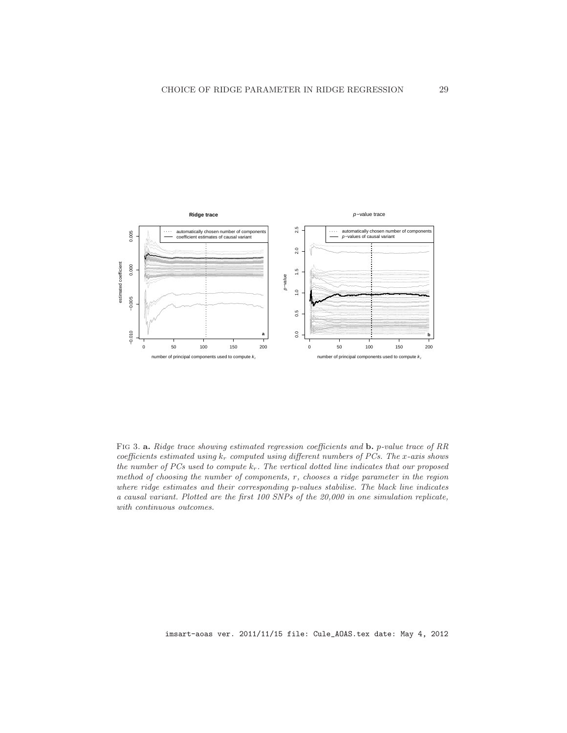Ridge trace

automatically chosen number of components
coefficient estimates of causal variant

estimated coefficient

0.005
0.000
−0.005
−0.010

0
50
100
150
200

number of principal components used to compute $k_r$

a

$p$−value trace

automatically chosen number of components
$p$−values of causal variant

$p$−value

2.5
2.0
1.5
1.0
0.5
0.0

0
50
100
150
200

number of principal components used to compute $k_r$

b

Fig 3. **a.** *Ridge trace showing estimated regression coefficients and* **b.** *p-value trace of RR coefficients estimated using $k_r$ computed using different numbers of PCs. The x-axis shows the number of PCs used to compute $k_r$. The vertical dotted line indicates that our proposed method of choosing the number of components, $r$, chooses a ridge parameter in the region where ridge estimates and their corresponding p-values stabilise. The black line indicates a causal variant. Plotted are the first 100 SNPs of the 20,000 in one simulation replicate, with continuous outcomes.*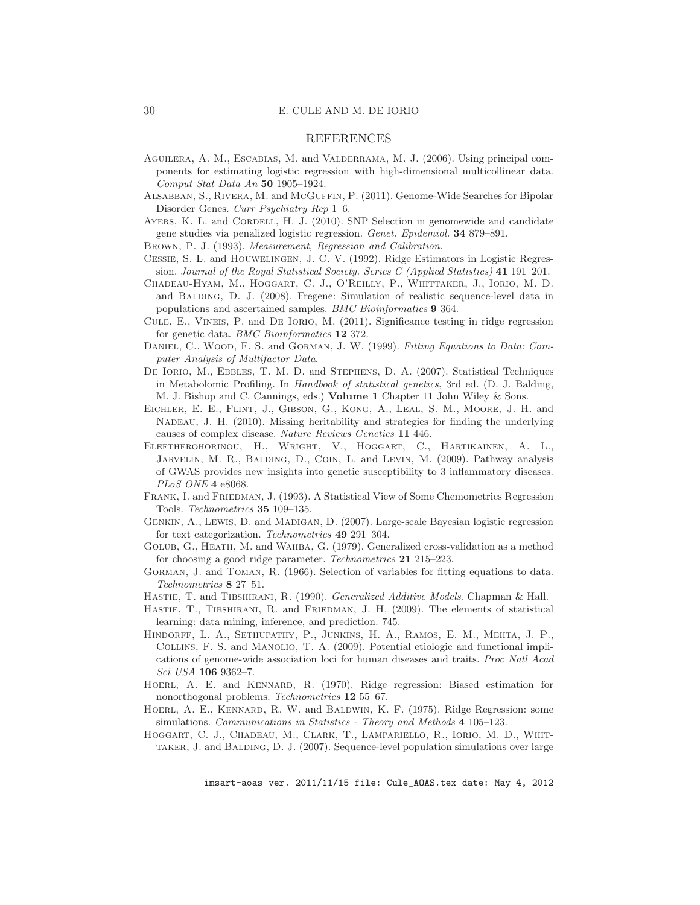## REFERENCES

Aguilera, A. M., Escabias, M. and Valderrama, M. J. (2006). Using principal components for estimating logistic regression with high-dimensional multicollinear data. *Comput Stat Data An* **50** 1905–1924.

Alsabban, S., Rivera, M. and McGuffin, P. (2011). Genome-Wide Searches for Bipolar Disorder Genes. *Curr Psychiatry Rep* 1–6.

Ayers, K. L. and Cordell, H. J. (2010). SNP Selection in genomewide and candidate gene studies via penalized logistic regression. *Genet. Epidemiol.* **34** 879–891.

Brown, P. J. (1993). *Measurement, Regression and Calibration*.

Cessie, S. L. and Houwelingen, J. C. V. (1992). Ridge Estimators in Logistic Regression. *Journal of the Royal Statistical Society. Series C (Applied Statistics)* **41** 191–201.

Chadeau-Hyam, M., Hoggart, C. J., O'Reilly, P., Whittaker, J., Iorio, M. D. and Balding, D. J. (2008). Fregene: Simulation of realistic sequence-level data in populations and ascertained samples. *BMC Bioinformatics* **9** 364.

Cule, E., Vineis, P. and De Iorio, M. (2011). Significance testing in ridge regression for genetic data. *BMC Bioinformatics* **12** 372.

Daniel, C., Wood, F. S. and Gorman, J. W. (1999). *Fitting Equations to Data: Computer Analysis of Multifactor Data*.

De Iorio, M., Ebbles, T. M. D. and Stephens, D. A. (2007). Statistical Techniques in Metabolomic Profiling. In *Handbook of statistical genetics*, 3rd ed. (D. J. Balding, M. J. Bishop and C. Cannings, eds.) **Volume 1** Chapter 11 John Wiley & Sons.

Eichler, E. E., Flint, J., Gibson, G., Kong, A., Leal, S. M., Moore, J. H. and Nadeau, J. H. (2010). Missing heritability and strategies for finding the underlying causes of complex disease. *Nature Reviews Genetics* **11** 446.

Eleftherohorinou, H., Wright, V., Hoggart, C., Hartikainen, A. L., Jarvelin, M. R., Balding, D., Coin, L. and Levin, M. (2009). Pathway analysis of GWAS provides new insights into genetic susceptibility to 3 inflammatory diseases. *PLoS ONE* **4** e8068.

Frank, I. and Friedman, J. (1993). A Statistical View of Some Chemometrics Regression Tools. *Technometrics* **35** 109–135.

Genkin, A., Lewis, D. and Madigan, D. (2007). Large-scale Bayesian logistic regression for text categorization. *Technometrics* **49** 291–304.

Golub, G., Heath, M. and Wahba, G. (1979). Generalized cross-validation as a method for choosing a good ridge parameter. *Technometrics* **21** 215–223.

Gorman, J. and Toman, R. (1966). Selection of variables for fitting equations to data. *Technometrics* **8** 27–51.

Hastie, T. and Tibshirani, R. (1990). *Generalized Additive Models*. Chapman & Hall.

Hastie, T., Tibshirani, R. and Friedman, J. H. (2009). The elements of statistical learning: data mining, inference, and prediction. 745.

Hindorff, L. A., Sethupathy, P., Junkins, H. A., Ramos, E. M., Mehta, J. P., Collins, F. S. and Manolio, T. A. (2009). Potential etiologic and functional implications of genome-wide association loci for human diseases and traits. *Proc Natl Acad Sci USA* **106** 9362–7.

Hoerl, A. E. and Kennard, R. (1970). Ridge regression: Biased estimation for nonorthogonal problems. *Technometrics* **12** 55–67.

Hoerl, A. E., Kennard, R. W. and Baldwin, K. F. (1975). Ridge Regression: some simulations. *Communications in Statistics - Theory and Methods* **4** 105–123.

Hoggart, C. J., Chadeau, M., Clark, T., Lampariello, R., Iorio, M. D., Whittaker, J. and Balding, D. J. (2007). Sequence-level population simulations over large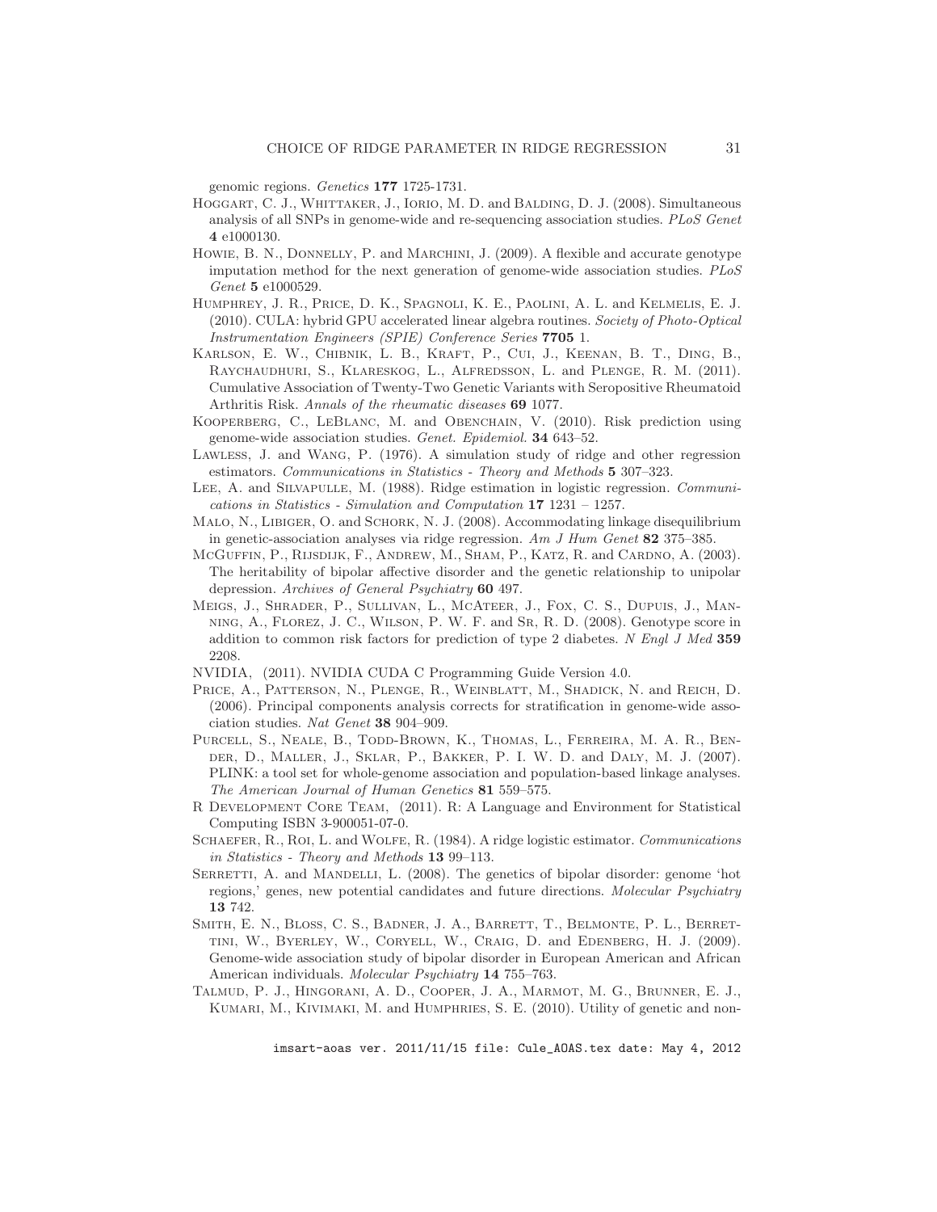genomic regions. *Genetics* **177** 1725-1731.

Hoggart, C. J., Whittaker, J., Iorio, M. D. and Balding, D. J. (2008). Simultaneous analysis of all SNPs in genome-wide and re-sequencing association studies. *PLoS Genet* **4** e1000130.

Howie, B. N., Donnelly, P. and Marchini, J. (2009). A flexible and accurate genotype imputation method for the next generation of genome-wide association studies. *PLoS Genet* **5** e1000529.

Humphrey, J. R., Price, D. K., Spagnoli, K. E., Paolini, A. L. and Kelmelis, E. J. (2010). CULA: hybrid GPU accelerated linear algebra routines. *Society of Photo-Optical Instrumentation Engineers (SPIE) Conference Series* **7705** 1.

Karlson, E. W., Chibnik, L. B., Kraft, P., Cui, J., Keenan, B. T., Ding, B., Raychaudhuri, S., Klareskog, L., Alfredsson, L. and Plenge, R. M. (2011). Cumulative Association of Twenty-Two Genetic Variants with Seropositive Rheumatoid Arthritis Risk. *Annals of the rheumatic diseases* **69** 1077.

Kooperberg, C., LeBlanc, M. and Obenchain, V. (2010). Risk prediction using genome-wide association studies. *Genet. Epidemiol.* **34** 643–52.

Lawless, J. and Wang, P. (1976). A simulation study of ridge and other regression estimators. *Communications in Statistics - Theory and Methods* **5** 307–323.

Lee, A. and Silvapulle, M. (1988). Ridge estimation in logistic regression. *Communications in Statistics - Simulation and Computation* **17** 1231 – 1257.

Malo, N., Libiger, O. and Schork, N. J. (2008). Accommodating linkage disequilibrium in genetic-association analyses via ridge regression. *Am J Hum Genet* **82** 375–385.

McGuffin, P., Rijsdijk, F., Andrew, M., Sham, P., Katz, R. and Cardno, A. (2003). The heritability of bipolar affective disorder and the genetic relationship to unipolar depression. *Archives of General Psychiatry* **60** 497.

Meigs, J., Shrader, P., Sullivan, L., McAteer, J., Fox, C. S., Dupuis, J., Manning, A., Florez, J. C., Wilson, P. W. F. and Sr, R. D. (2008). Genotype score in addition to common risk factors for prediction of type 2 diabetes. *N Engl J Med* **359** 2208.

NVIDIA, (2011). NVIDIA CUDA C Programming Guide Version 4.0.

Price, A., Patterson, N., Plenge, R., Weinblatt, M., Shadick, N. and Reich, D. (2006). Principal components analysis corrects for stratification in genome-wide association studies. *Nat Genet* **38** 904–909.

Purcell, S., Neale, B., Todd-Brown, K., Thomas, L., Ferreira, M. A. R., Bender, D., Maller, J., Sklar, P., Bakker, P. I. W. D. and Daly, M. J. (2007). PLINK: a tool set for whole-genome association and population-based linkage analyses. *The American Journal of Human Genetics* **81** 559–575.

R Development Core Team, (2011). R: A Language and Environment for Statistical Computing ISBN 3-900051-07-0.

Schaefer, R., Roi, L. and Wolfe, R. (1984). A ridge logistic estimator. *Communications in Statistics - Theory and Methods* **13** 99–113.

Serretti, A. and Mandelli, L. (2008). The genetics of bipolar disorder: genome 'hot regions,' genes, new potential candidates and future directions. *Molecular Psychiatry* **13** 742.

Smith, E. N., Bloss, C. S., Badner, J. A., Barrett, T., Belmonte, P. L., Berrettini, W., Byerley, W., Coryell, W., Craig, D. and Edenberg, H. J. (2009). Genome-wide association study of bipolar disorder in European American and African American individuals. *Molecular Psychiatry* **14** 755–763.

Talmud, P. J., Hingorani, A. D., Cooper, J. A., Marmot, M. G., Brunner, E. J., Kumari, M., Kivimaki, M. and Humphries, S. E. (2010). Utility of genetic and non-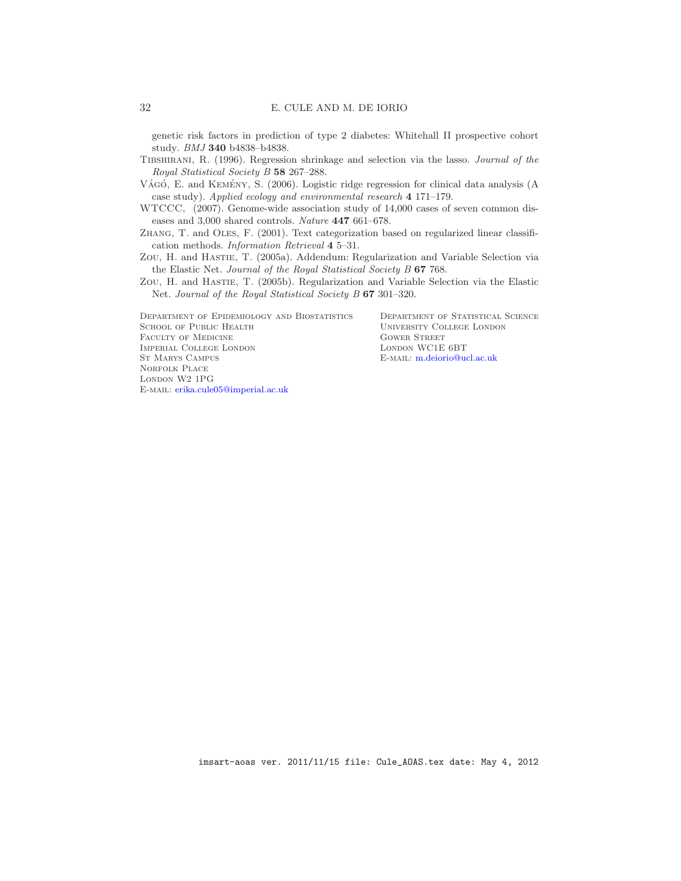genetic risk factors in prediction of type 2 diabetes: Whitehall II prospective cohort study. *BMJ* **340** b4838–b4838.

Tibshirani, R. (1996). Regression shrinkage and selection via the lasso. *Journal of the Royal Statistical Society B* **58** 267–288.

Vágó, E. and Kemény, S. (2006). Logistic ridge regression for clinical data analysis (A case study). *Applied ecology and environmental research* **4** 171–179.

WTCCC, (2007). Genome-wide association study of 14,000 cases of seven common diseases and 3,000 shared controls. *Nature* **447** 661–678.

Zhang, T. and Oles, F. (2001). Text categorization based on regularized linear classification methods. *Information Retrieval* **4** 5–31.

Zou, H. and Hastie, T. (2005a). Addendum: Regularization and Variable Selection via the Elastic Net. *Journal of the Royal Statistical Society B* **67** 768.

Zou, H. and Hastie, T. (2005b). Regularization and Variable Selection via the Elastic Net. *Journal of the Royal Statistical Society B* **67** 301–320.

Department of Epidemiology and Biostatistics
School of Public Health
Faculty of Medicine
Imperial College London
St Marys Campus
Norfolk Place
London W2 1PG
E-mail: erika.cule05@imperial.ac.uk

Department of Statistical Science
University College London
Gower Street
London WC1E 6BT
E-mail: m.deiorio@ucl.ac.uk